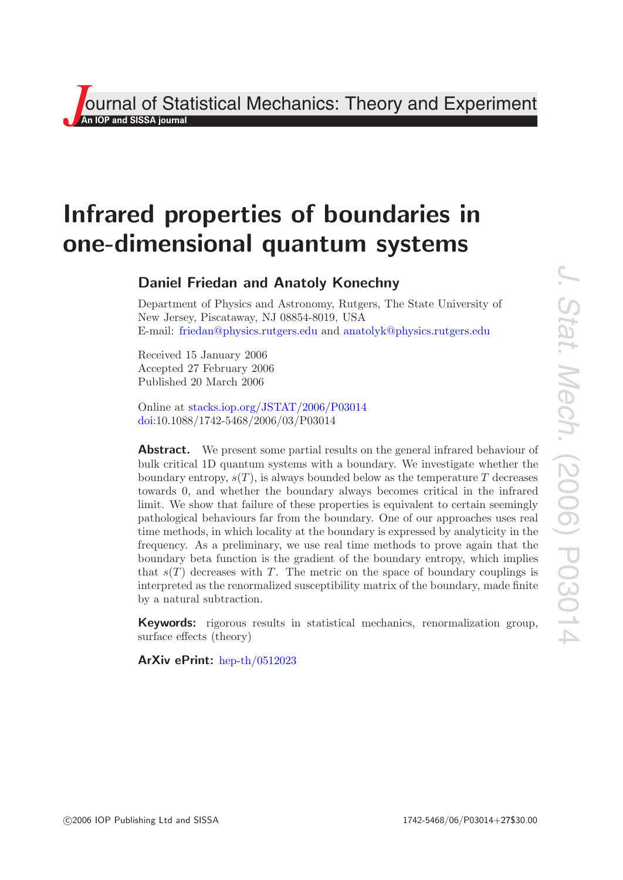# Infrared properties of boundaries in one-dimensional quantum systems

## Daniel Friedan and Anatoly Konechny

Department of Physics and Astronomy, Rutgers, The State University of New Jersey, Piscataway, NJ 08854-8019, USA
E-mail: friedan@physics.rutgers.edu and anatolyk@physics.rutgers.edu

Received 15 January 2006
Accepted 27 February 2006
Published 20 March 2006

Online at stacks.iop.org/JSTAT/2006/P03014
doi:10.1088/1742-5468/2006/03/P03014

**Abstract.** We present some partial results on the general infrared behaviour of bulk critical 1D quantum systems with a boundary. We investigate whether the boundary entropy, $s(T)$, is always bounded below as the temperature $T$ decreases towards 0, and whether the boundary always becomes critical in the infrared limit. We show that failure of these properties is equivalent to certain seemingly pathological behaviours far from the boundary. One of our approaches uses real time methods, in which locality at the boundary is expressed by analyticity in the frequency. As a preliminary, we use real time methods to prove again that the boundary beta function is the gradient of the boundary entropy, which implies that $s(T)$ decreases with $T$. The metric on the space of boundary couplings is interpreted as the renormalized susceptibility matrix of the boundary, made finite by a natural subtraction.

**Keywords:** rigorous results in statistical mechanics, renormalization group, surface effects (theory)

**ArXiv ePrint:** hep-th/0512023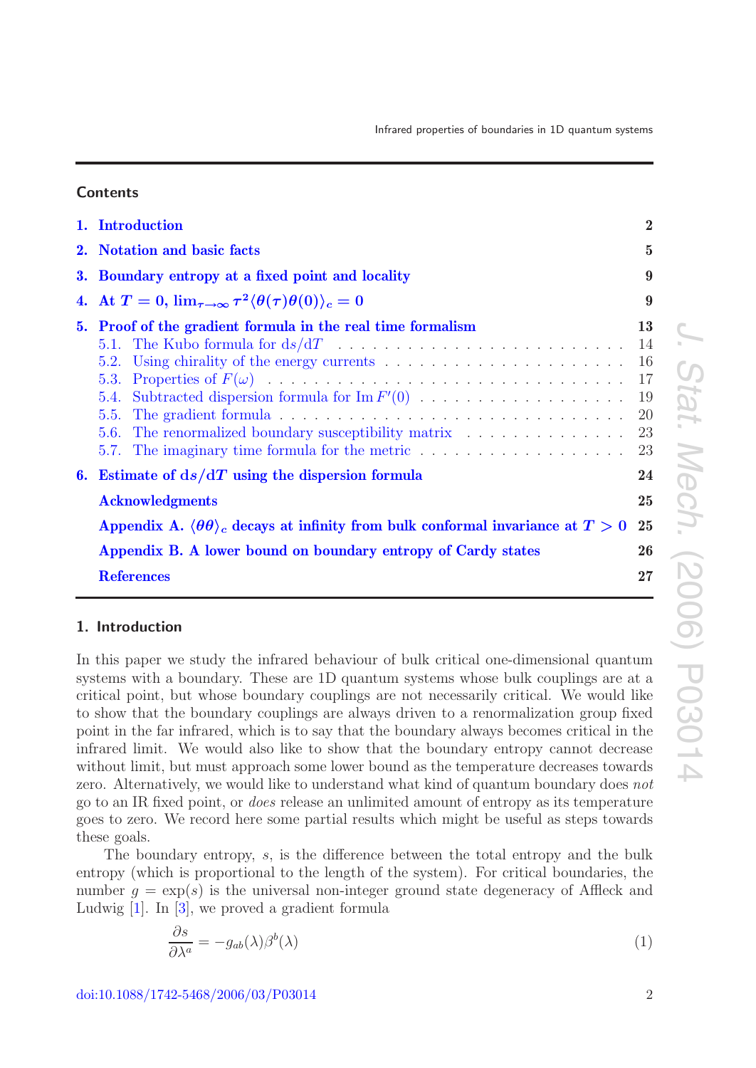## Contents

| | | |
|---|---|---|
| 1. | Introduction | 2 |
| 2. | Notation and basic facts | 5 |
| 3. | Boundary entropy at a fixed point and locality | 9 |
| 4. | At $T = 0$, $\lim_{\tau\to\infty} \tau^2 \langle\theta(\tau)\theta(0)\rangle_c = 0$ | 9 |
| 5. | Proof of the gradient formula in the real time formalism | 13 |
| | 5.1. The Kubo formula for $\mathrm{d}s/\mathrm{d}T$ | 14 |
| | 5.2. Using chirality of the energy currents | 16 |
| | 5.3. Properties of $F(\omega)$ | 17 |
| | 5.4. Subtracted dispersion formula for $\mathrm{Im}\, F'(0)$ | 19 |
| | 5.5. The gradient formula | 20 |
| | 5.6. The renormalized boundary susceptibility matrix | 23 |
| | 5.7. The imaginary time formula for the metric | 23 |
| 6. | Estimate of $\mathrm{d}s/\mathrm{d}T$ using the dispersion formula | 24 |
| | Acknowledgments | 25 |
| | Appendix A. $\langle\theta\theta\rangle_c$ decays at infinity from bulk conformal invariance at $T > 0$ | 25 |
| | Appendix B. A lower bound on boundary entropy of Cardy states | 26 |
| | References | 27 |

## 1. Introduction

In this paper we study the infrared behaviour of bulk critical one-dimensional quantum systems with a boundary. These are 1D quantum systems whose bulk couplings are at a critical point, but whose boundary couplings are not necessarily critical. We would like to show that the boundary couplings are always driven to a renormalization group fixed point in the far infrared, which is to say that the boundary always becomes critical in the infrared limit. We would also like to show that the boundary entropy cannot decrease without limit, but must approach some lower bound as the temperature decreases towards zero. Alternatively, we would like to understand what kind of quantum boundary does *not* go to an IR fixed point, or *does* release an unlimited amount of entropy as its temperature goes to zero. We record here some partial results which might be useful as steps towards these goals.

The boundary entropy, $s$, is the difference between the total entropy and the bulk entropy (which is proportional to the length of the system). For critical boundaries, the number $g = \exp(s)$ is the universal non-integer ground state degeneracy of Affleck and Ludwig [1]. In [3], we proved a gradient formula

$$\frac{\partial s}{\partial \lambda^a} = -g_{ab}(\lambda)\beta^b(\lambda) \tag{1}$$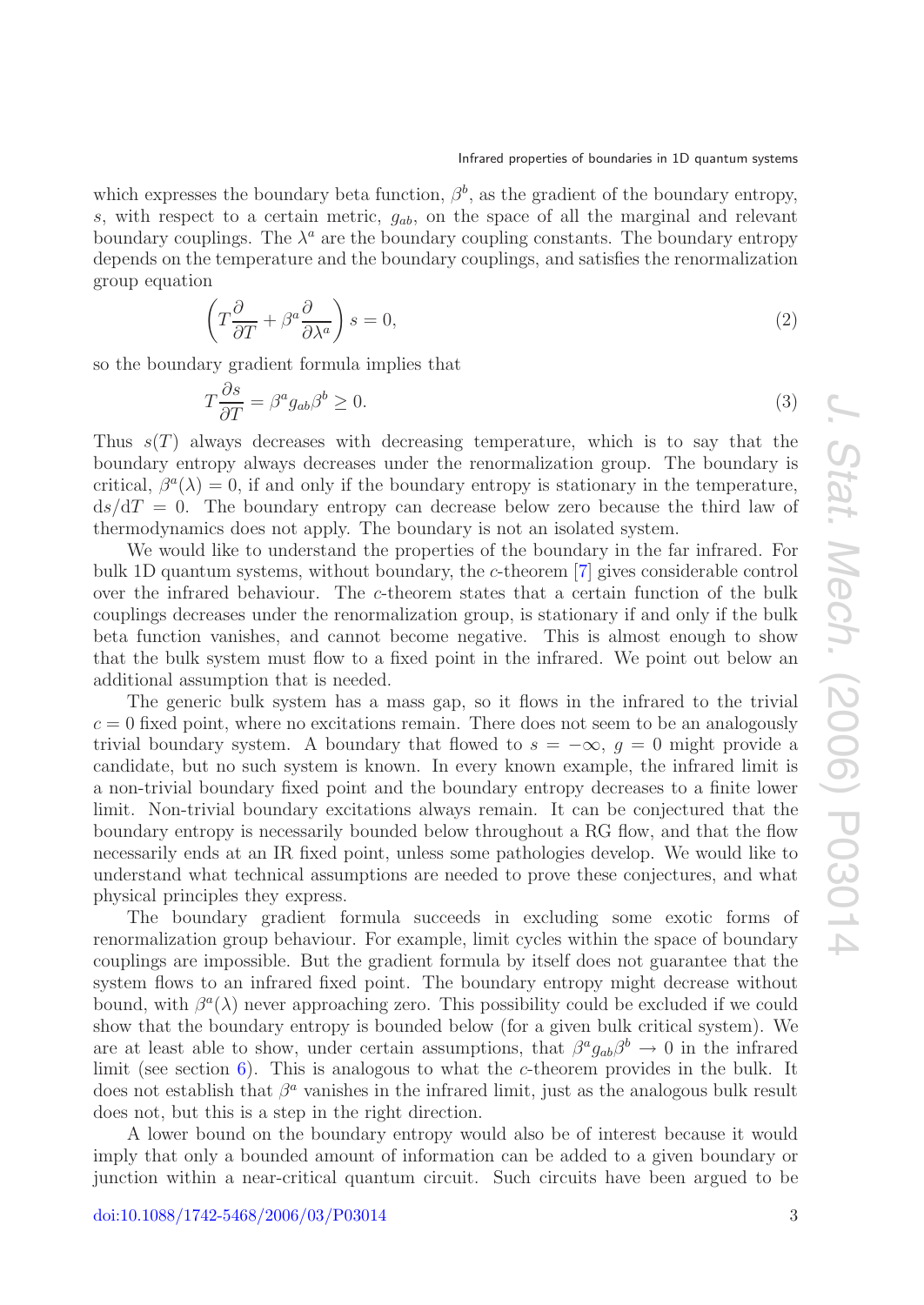which expresses the boundary beta function, $\beta^b$, as the gradient of the boundary entropy, $s$, with respect to a certain metric, $g_{ab}$, on the space of all the marginal and relevant boundary couplings. The $\lambda^a$ are the boundary coupling constants. The boundary entropy depends on the temperature and the boundary couplings, and satisfies the renormalization group equation

$$\left(T\frac{\partial}{\partial T} + \beta^a \frac{\partial}{\partial \lambda^a}\right) s = 0, \tag{2}$$

so the boundary gradient formula implies that

$$T\frac{\partial s}{\partial T} = \beta^a g_{ab} \beta^b \geq 0. \tag{3}$$

Thus $s(T)$ always decreases with decreasing temperature, which is to say that the boundary entropy always decreases under the renormalization group. The boundary is critical, $\beta^a(\lambda) = 0$, if and only if the boundary entropy is stationary in the temperature, $\mathrm{d}s/\mathrm{d}T = 0$. The boundary entropy can decrease below zero because the third law of thermodynamics does not apply. The boundary is not an isolated system.

We would like to understand the properties of the boundary in the far infrared. For bulk 1D quantum systems, without boundary, the $c$-theorem [7] gives considerable control over the infrared behaviour. The $c$-theorem states that a certain function of the bulk couplings decreases under the renormalization group, is stationary if and only if the bulk beta function vanishes, and cannot become negative. This is almost enough to show that the bulk system must flow to a fixed point in the infrared. We point out below an additional assumption that is needed.

The generic bulk system has a mass gap, so it flows in the infrared to the trivial $c = 0$ fixed point, where no excitations remain. There does not seem to be an analogously trivial boundary system. A boundary that flowed to $s = -\infty$, $g = 0$ might provide a candidate, but no such system is known. In every known example, the infrared limit is a non-trivial boundary fixed point and the boundary entropy decreases to a finite lower limit. Non-trivial boundary excitations always remain. It can be conjectured that the boundary entropy is necessarily bounded below throughout a RG flow, and that the flow necessarily ends at an IR fixed point, unless some pathologies develop. We would like to understand what technical assumptions are needed to prove these conjectures, and what physical principles they express.

The boundary gradient formula succeeds in excluding some exotic forms of renormalization group behaviour. For example, limit cycles within the space of boundary couplings are impossible. But the gradient formula by itself does not guarantee that the system flows to an infrared fixed point. The boundary entropy might decrease without bound, with $\beta^a(\lambda)$ never approaching zero. This possibility could be excluded if we could show that the boundary entropy is bounded below (for a given bulk critical system). We are at least able to show, under certain assumptions, that $\beta^a g_{ab} \beta^b \to 0$ in the infrared limit (see section 6). This is analogous to what the $c$-theorem provides in the bulk. It does not establish that $\beta^a$ vanishes in the infrared limit, just as the analogous bulk result does not, but this is a step in the right direction.

A lower bound on the boundary entropy would also be of interest because it would imply that only a bounded amount of information can be added to a given boundary or junction within a near-critical quantum circuit. Such circuits have been argued to be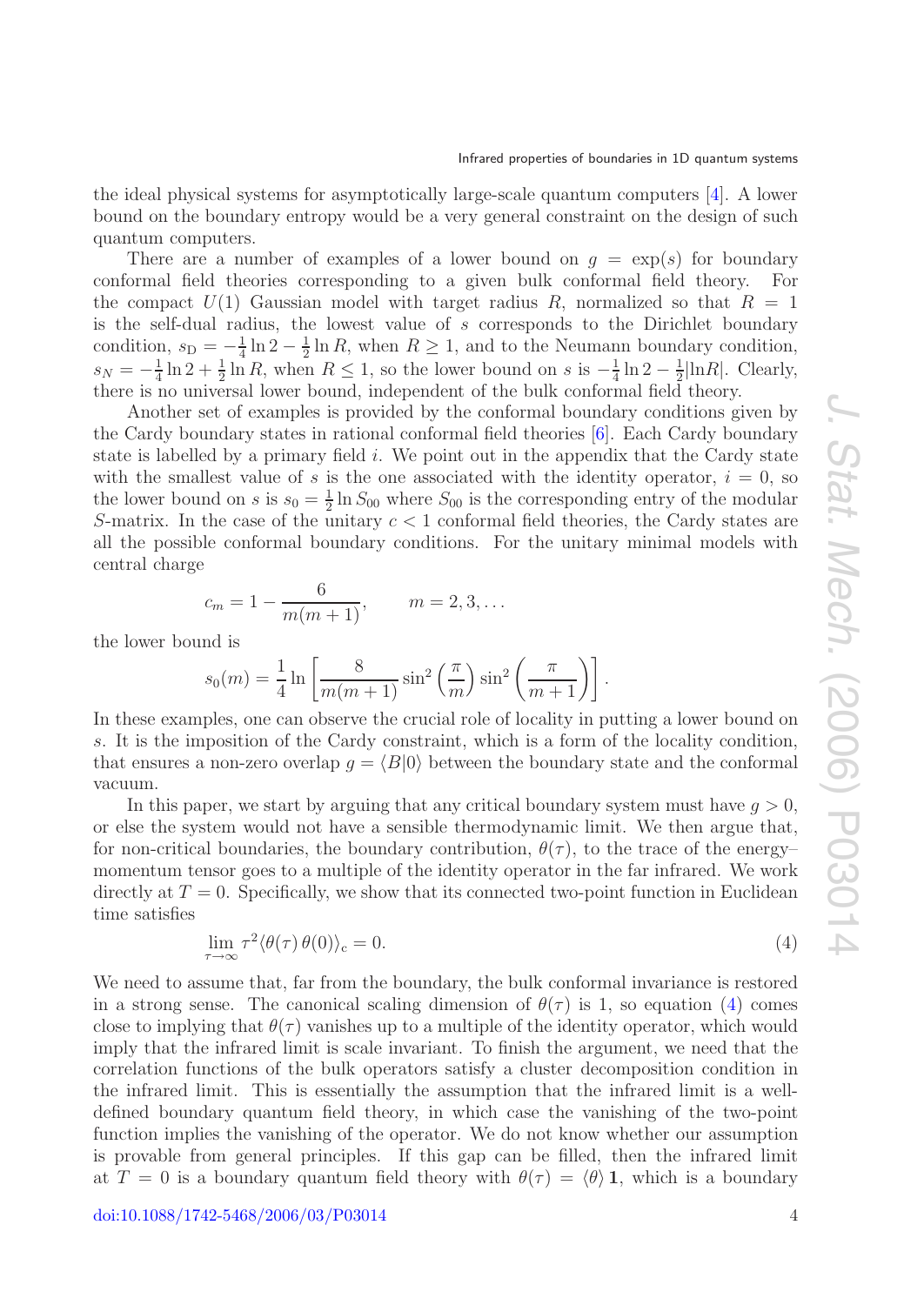the ideal physical systems for asymptotically large-scale quantum computers [4]. A lower bound on the boundary entropy would be a very general constraint on the design of such quantum computers.

There are a number of examples of a lower bound on $g = \exp(s)$ for boundary conformal field theories corresponding to a given bulk conformal field theory. For the compact $U(1)$ Gaussian model with target radius $R$, normalized so that $R = 1$ is the self-dual radius, the lowest value of $s$ corresponds to the Dirichlet boundary condition, $s_{\mathrm{D}} = -\frac{1}{4}\ln 2 - \frac{1}{2}\ln R$, when $R \geq 1$, and to the Neumann boundary condition, $s_N = -\frac{1}{4}\ln 2 + \frac{1}{2}\ln R$, when $R \leq 1$, so the lower bound on $s$ is $-\frac{1}{4}\ln 2 - \frac{1}{2}|\ln R|$. Clearly, there is no universal lower bound, independent of the bulk conformal field theory.

Another set of examples is provided by the conformal boundary conditions given by the Cardy boundary states in rational conformal field theories [6]. Each Cardy boundary state is labelled by a primary field $i$. We point out in the appendix that the Cardy state with the smallest value of $s$ is the one associated with the identity operator, $i = 0$, so the lower bound on $s$ is $s_0 = \frac{1}{2}\ln S_{00}$ where $S_{00}$ is the corresponding entry of the modular $S$-matrix. In the case of the unitary $c < 1$ conformal field theories, the Cardy states are all the possible conformal boundary conditions. For the unitary minimal models with central charge

$$c_m = 1 - \frac{6}{m(m+1)}, \qquad m = 2, 3, \ldots$$

the lower bound is

$$s_0(m) = \frac{1}{4}\ln\left[\frac{8}{m(m+1)}\sin^2\left(\frac{\pi}{m}\right)\sin^2\left(\frac{\pi}{m+1}\right)\right].$$

In these examples, one can observe the crucial role of locality in putting a lower bound on $s$. It is the imposition of the Cardy constraint, which is a form of the locality condition, that ensures a non-zero overlap $g = \langle B|0\rangle$ between the boundary state and the conformal vacuum.

In this paper, we start by arguing that any critical boundary system must have $g > 0$, or else the system would not have a sensible thermodynamic limit. We then argue that, for non-critical boundaries, the boundary contribution, $\theta(\tau)$, to the trace of the energy–momentum tensor goes to a multiple of the identity operator in the far infrared. We work directly at $T = 0$. Specifically, we show that its connected two-point function in Euclidean time satisfies

$$\lim_{\tau\to\infty} \tau^2 \langle \theta(\tau)\,\theta(0)\rangle_{\mathrm{c}} = 0. \tag{4}$$

We need to assume that, far from the boundary, the bulk conformal invariance is restored in a strong sense. The canonical scaling dimension of $\theta(\tau)$ is 1, so equation (4) comes close to implying that $\theta(\tau)$ vanishes up to a multiple of the identity operator, which would imply that the infrared limit is scale invariant. To finish the argument, we need that the correlation functions of the bulk operators satisfy a cluster decomposition condition in the infrared limit. This is essentially the assumption that the infrared limit is a well-defined boundary quantum field theory, in which case the vanishing of the two-point function implies the vanishing of the operator. We do not know whether our assumption is provable from general principles. If this gap can be filled, then the infrared limit at $T = 0$ is a boundary quantum field theory with $\theta(\tau) = \langle\theta\rangle\,\mathbf{1}$, which is a boundary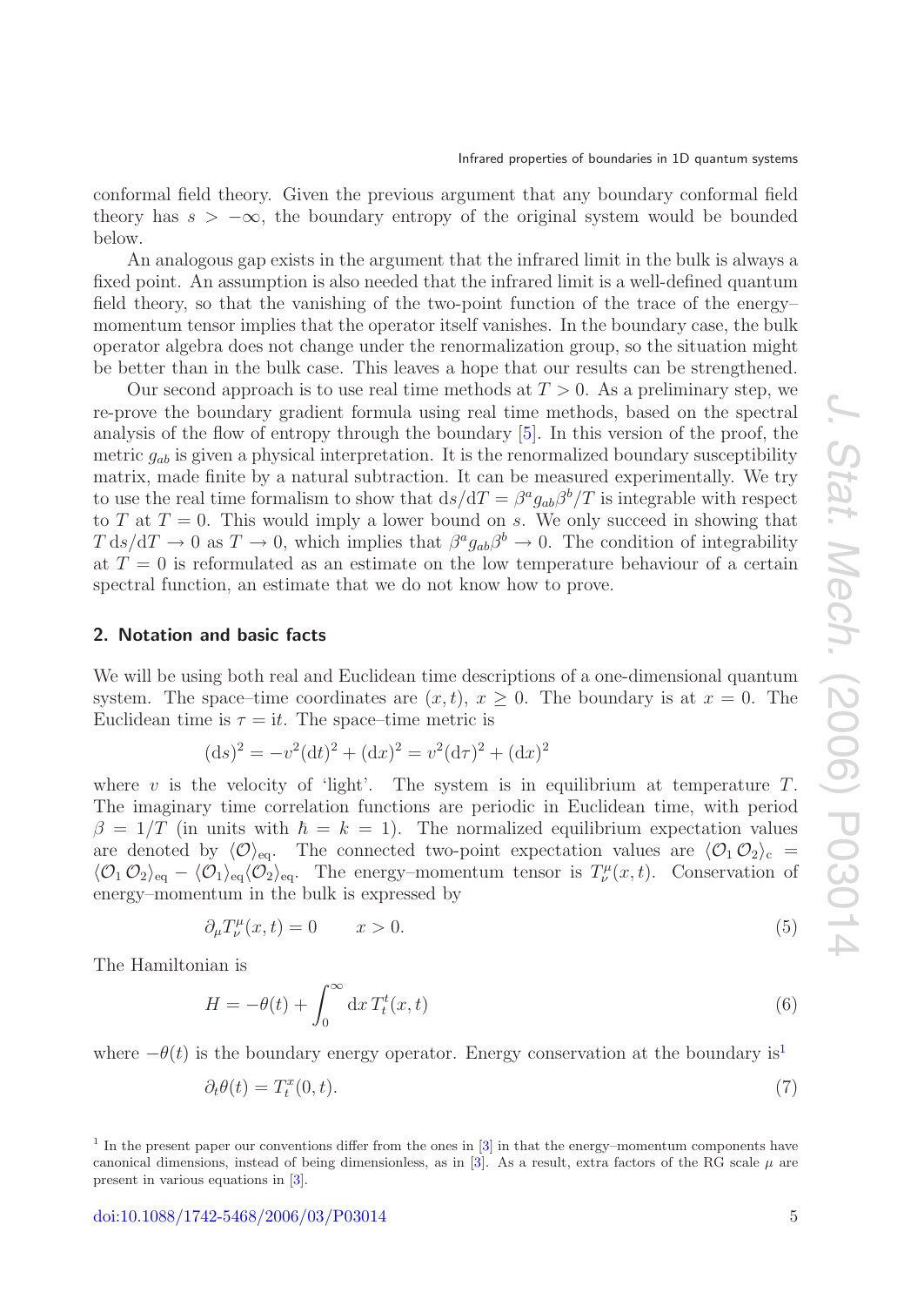conformal field theory. Given the previous argument that any boundary conformal field theory has $s > -\infty$, the boundary entropy of the original system would be bounded below.

An analogous gap exists in the argument that the infrared limit in the bulk is always a fixed point. An assumption is also needed that the infrared limit is a well-defined quantum field theory, so that the vanishing of the two-point function of the trace of the energy–momentum tensor implies that the operator itself vanishes. In the boundary case, the bulk operator algebra does not change under the renormalization group, so the situation might be better than in the bulk case. This leaves a hope that our results can be strengthened.

Our second approach is to use real time methods at $T > 0$. As a preliminary step, we re-prove the boundary gradient formula using real time methods, based on the spectral analysis of the flow of entropy through the boundary [5]. In this version of the proof, the metric $g_{ab}$ is given a physical interpretation. It is the renormalized boundary susceptibility matrix, made finite by a natural subtraction. It can be measured experimentally. We try to use the real time formalism to show that $\mathrm{d}s/\mathrm{d}T = \beta^a g_{ab}\beta^b/T$ is integrable with respect to $T$ at $T = 0$. This would imply a lower bound on $s$. We only succeed in showing that $T\,\mathrm{d}s/\mathrm{d}T \to 0$ as $T \to 0$, which implies that $\beta^a g_{ab}\beta^b \to 0$. The condition of integrability at $T = 0$ is reformulated as an estimate on the low temperature behaviour of a certain spectral function, an estimate that we do not know how to prove.

## 2. Notation and basic facts

We will be using both real and Euclidean time descriptions of a one-dimensional quantum system. The space–time coordinates are $(x, t)$, $x \geq 0$. The boundary is at $x = 0$. The Euclidean time is $\tau = \mathrm{i}t$. The space–time metric is

$$(\mathrm{d}s)^2 = -v^2(\mathrm{d}t)^2 + (\mathrm{d}x)^2 = v^2(\mathrm{d}\tau)^2 + (\mathrm{d}x)^2$$

where $v$ is the velocity of 'light'. The system is in equilibrium at temperature $T$. The imaginary time correlation functions are periodic in Euclidean time, with period $\beta = 1/T$ (in units with $\hbar = k = 1$). The normalized equilibrium expectation values are denoted by $\langle \mathcal{O} \rangle_{\mathrm{eq}}$. The connected two-point expectation values are $\langle \mathcal{O}_1\,\mathcal{O}_2 \rangle_{\mathrm{c}} = \langle \mathcal{O}_1\,\mathcal{O}_2 \rangle_{\mathrm{eq}} - \langle \mathcal{O}_1 \rangle_{\mathrm{eq}} \langle \mathcal{O}_2 \rangle_{\mathrm{eq}}$. The energy–momentum tensor is $T^\mu_\nu(x, t)$. Conservation of energy–momentum in the bulk is expressed by

$$\partial_\mu T^\mu_\nu(x, t) = 0 \qquad x > 0. \tag{5}$$

The Hamiltonian is

$$H = -\theta(t) + \int_0^\infty \mathrm{d}x\, T^t_t(x, t) \tag{6}$$

where $-\theta(t)$ is the boundary energy operator. Energy conservation at the boundary is[1]

$$\partial_t \theta(t) = T^x_t(0, t). \tag{7}$$

[1] In the present paper our conventions differ from the ones in [3] in that the energy–momentum components have canonical dimensions, instead of being dimensionless, as in [3]. As a result, extra factors of the RG scale $\mu$ are present in various equations in [3].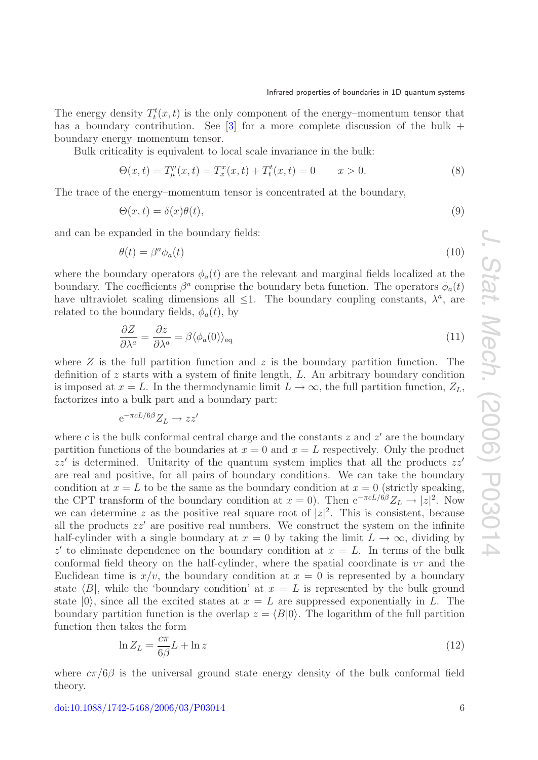The energy density $T^t_t(x,t)$ is the only component of the energy–momentum tensor that has a boundary contribution. See [3] for a more complete discussion of the bulk + boundary energy–momentum tensor.

Bulk criticality is equivalent to local scale invariance in the bulk:

$$\Theta(x,t) = T^\mu_\mu(x,t) = T^x_x(x,t) + T^t_t(x,t) = 0 \qquad x > 0. \tag{8}$$

The trace of the energy–momentum tensor is concentrated at the boundary,

$$\Theta(x,t) = \delta(x)\theta(t), \tag{9}$$

and can be expanded in the boundary fields:

$$\theta(t) = \beta^a \phi_a(t) \tag{10}$$

where the boundary operators $\phi_a(t)$ are the relevant and marginal fields localized at the boundary. The coefficients $\beta^a$ comprise the boundary beta function. The operators $\phi_a(t)$ have ultraviolet scaling dimensions all $\leq 1$. The boundary coupling constants, $\lambda^a$, are related to the boundary fields, $\phi_a(t)$, by

$$\frac{\partial Z}{\partial \lambda^a} = \frac{\partial z}{\partial \lambda^a} = \beta \langle \phi_a(0)\rangle_{\mathrm{eq}} \tag{11}$$

where $Z$ is the full partition function and $z$ is the boundary partition function. The definition of $z$ starts with a system of finite length, $L$. An arbitrary boundary condition is imposed at $x = L$. In the thermodynamic limit $L \to \infty$, the full partition function, $Z_L$, factorizes into a bulk part and a boundary part:

$$\mathrm{e}^{-\pi c L/6\beta} Z_L \to z z'$$

where $c$ is the bulk conformal central charge and the constants $z$ and $z'$ are the boundary partition functions of the boundaries at $x = 0$ and $x = L$ respectively. Only the product $zz'$ is determined. Unitarity of the quantum system implies that all the products $zz'$ are real and positive, for all pairs of boundary conditions. We can take the boundary condition at $x = L$ to be the same as the boundary condition at $x = 0$ (strictly speaking, the CPT transform of the boundary condition at $x = 0$). Then $\mathrm{e}^{-\pi c L/6\beta} Z_L \to |z|^2$. Now we can determine $z$ as the positive real square root of $|z|^2$. This is consistent, because all the products $zz'$ are positive real numbers. We construct the system on the infinite half-cylinder with a single boundary at $x = 0$ by taking the limit $L \to \infty$, dividing by $z'$ to eliminate dependence on the boundary condition at $x = L$. In terms of the bulk conformal field theory on the half-cylinder, where the spatial coordinate is $v\tau$ and the Euclidean time is $x/v$, the boundary condition at $x = 0$ is represented by a boundary state $\langle B|$, while the 'boundary condition' at $x = L$ is represented by the bulk ground state $|0\rangle$, since all the excited states at $x = L$ are suppressed exponentially in $L$. The boundary partition function is the overlap $z = \langle B|0\rangle$. The logarithm of the full partition function then takes the form

$$\ln Z_L = \frac{c\pi}{6\beta} L + \ln z \tag{12}$$

where $c\pi/6\beta$ is the universal ground state energy density of the bulk conformal field theory.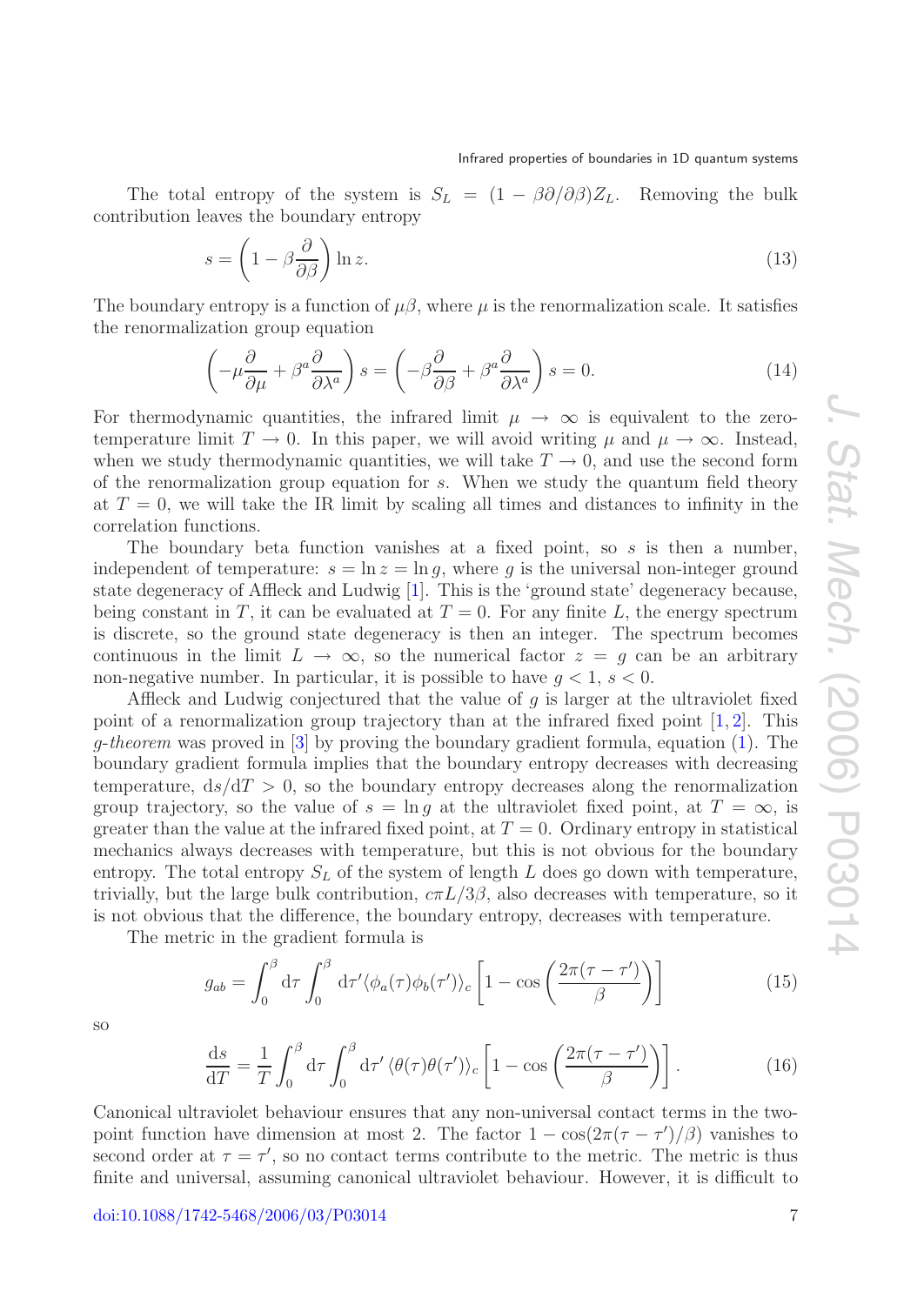The total entropy of the system is $S_L = (1 - \beta\partial/\partial\beta)Z_L$. Removing the bulk contribution leaves the boundary entropy

$$s = \left(1 - \beta\frac{\partial}{\partial\beta}\right)\ln z. \tag{13}$$

The boundary entropy is a function of $\mu\beta$, where $\mu$ is the renormalization scale. It satisfies the renormalization group equation

$$\left(-\mu\frac{\partial}{\partial\mu} + \beta^a\frac{\partial}{\partial\lambda^a}\right)s = \left(-\beta\frac{\partial}{\partial\beta} + \beta^a\frac{\partial}{\partial\lambda^a}\right)s = 0. \tag{14}$$

For thermodynamic quantities, the infrared limit $\mu \to \infty$ is equivalent to the zero-temperature limit $T \to 0$. In this paper, we will avoid writing $\mu$ and $\mu \to \infty$. Instead, when we study thermodynamic quantities, we will take $T \to 0$, and use the second form of the renormalization group equation for $s$. When we study the quantum field theory at $T = 0$, we will take the IR limit by scaling all times and distances to infinity in the correlation functions.

The boundary beta function vanishes at a fixed point, so $s$ is then a number, independent of temperature: $s = \ln z = \ln g$, where $g$ is the universal non-integer ground state degeneracy of Affleck and Ludwig [1]. This is the 'ground state' degeneracy because, being constant in $T$, it can be evaluated at $T = 0$. For any finite $L$, the energy spectrum is discrete, so the ground state degeneracy is then an integer. The spectrum becomes continuous in the limit $L \to \infty$, so the numerical factor $z = g$ can be an arbitrary non-negative number. In particular, it is possible to have $g < 1$, $s < 0$.

Affleck and Ludwig conjectured that the value of $g$ is larger at the ultraviolet fixed point of a renormalization group trajectory than at the infrared fixed point [1,2]. This *g-theorem* was proved in [3] by proving the boundary gradient formula, equation (1). The boundary gradient formula implies that the boundary entropy decreases with decreasing temperature, $\mathrm{d}s/\mathrm{d}T > 0$, so the boundary entropy decreases along the renormalization group trajectory, so the value of $s = \ln g$ at the ultraviolet fixed point, at $T = \infty$, is greater than the value at the infrared fixed point, at $T = 0$. Ordinary entropy in statistical mechanics always decreases with temperature, but this is not obvious for the boundary entropy. The total entropy $S_L$ of the system of length $L$ does go down with temperature, trivially, but the large bulk contribution, $c\pi L/3\beta$, also decreases with temperature, so it is not obvious that the difference, the boundary entropy, decreases with temperature.

The metric in the gradient formula is

$$g_{ab} = \int_0^\beta \mathrm{d}\tau \int_0^\beta \mathrm{d}\tau' \langle\phi_a(\tau)\phi_b(\tau')\rangle_c \left[1 - \cos\left(\frac{2\pi(\tau - \tau')}{\beta}\right)\right] \tag{15}$$

so

$$\frac{\mathrm{d}s}{\mathrm{d}T} = \frac{1}{T}\int_0^\beta \mathrm{d}\tau \int_0^\beta \mathrm{d}\tau' \langle\theta(\tau)\theta(\tau')\rangle_c \left[1 - \cos\left(\frac{2\pi(\tau - \tau')}{\beta}\right)\right]. \tag{16}$$

Canonical ultraviolet behaviour ensures that any non-universal contact terms in the two-point function have dimension at most 2. The factor $1 - \cos(2\pi(\tau - \tau')/\beta)$ vanishes to second order at $\tau = \tau'$, so no contact terms contribute to the metric. The metric is thus finite and universal, assuming canonical ultraviolet behaviour. However, it is difficult to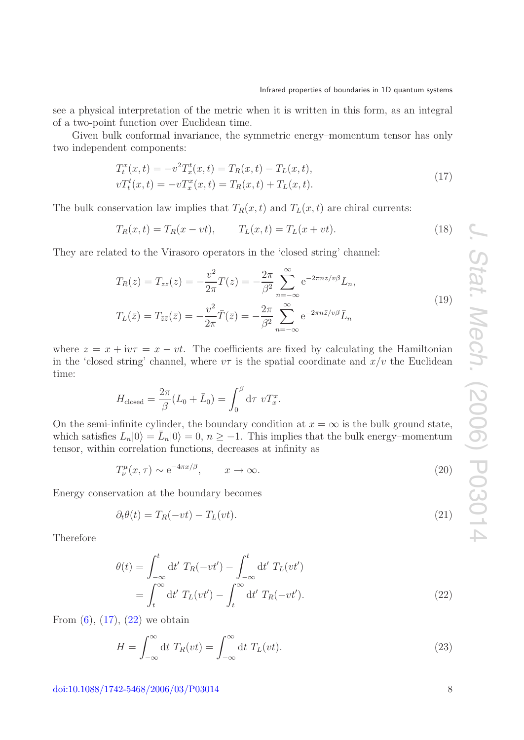see a physical interpretation of the metric when it is written in this form, as an integral of a two-point function over Euclidean time.

Given bulk conformal invariance, the symmetric energy–momentum tensor has only two independent components:

$$
\begin{aligned}
T^x_t(x,t) &= -v^2 T^t_x(x,t) = T_R(x,t) - T_L(x,t),\\
vT^t_t(x,t) &= -vT^x_x(x,t) = T_R(x,t) + T_L(x,t).
\end{aligned}
\tag{17}
$$

The bulk conservation law implies that $T_R(x,t)$ and $T_L(x,t)$ are chiral currents:

$$
T_R(x,t) = T_R(x - vt), \qquad T_L(x,t) = T_L(x + vt). \tag{18}
$$

They are related to the Virasoro operators in the 'closed string' channel:

$$
\begin{aligned}
T_R(z) &= T_{zz}(z) = -\frac{v^2}{2\pi} T(z) = -\frac{2\pi}{\beta^2} \sum_{n=-\infty}^{\infty} \mathrm{e}^{-2\pi n z/v\beta} L_n,\\
T_L(\bar z) &= T_{\bar z \bar z}(\bar z) = -\frac{v^2}{2\pi} \bar T(\bar z) = -\frac{2\pi}{\beta^2} \sum_{n=-\infty}^{\infty} \mathrm{e}^{-2\pi n \bar z/v\beta} \bar L_n
\end{aligned}
\tag{19}
$$

where $z = x + \mathrm{i}v\tau = x - vt$. The coefficients are fixed by calculating the Hamiltonian in the 'closed string' channel, where $v\tau$ is the spatial coordinate and $x/v$ the Euclidean time:

$$
H_{\text{closed}} = \frac{2\pi}{\beta}(L_0 + \bar L_0) = \int_0^\beta \mathrm{d}\tau \; vT^x_x.
$$

On the semi-infinite cylinder, the boundary condition at $x = \infty$ is the bulk ground state, which satisfies $L_n|0\rangle = \bar L_n|0\rangle = 0$, $n \geq -1$. This implies that the bulk energy–momentum tensor, within correlation functions, decreases at infinity as

$$
T^\mu_\nu(x,\tau) \sim \mathrm{e}^{-4\pi x/\beta}, \qquad x \to \infty. \tag{20}
$$

Energy conservation at the boundary becomes

$$
\partial_t \theta(t) = T_R(-vt) - T_L(vt). \tag{21}
$$

Therefore

$$
\begin{aligned}
\theta(t) &= \int_{-\infty}^{t} \mathrm{d}t' \; T_R(-vt') - \int_{-\infty}^{t} \mathrm{d}t' \; T_L(vt')\\
&= \int_{t}^{\infty} \mathrm{d}t' \; T_L(vt') - \int_{t}^{\infty} \mathrm{d}t' \; T_R(-vt').
\end{aligned}
\tag{22}
$$

From (6), (17), (22) we obtain

$$
H = \int_{-\infty}^{\infty} \mathrm{d}t \; T_R(vt) = \int_{-\infty}^{\infty} \mathrm{d}t \; T_L(vt). \tag{23}
$$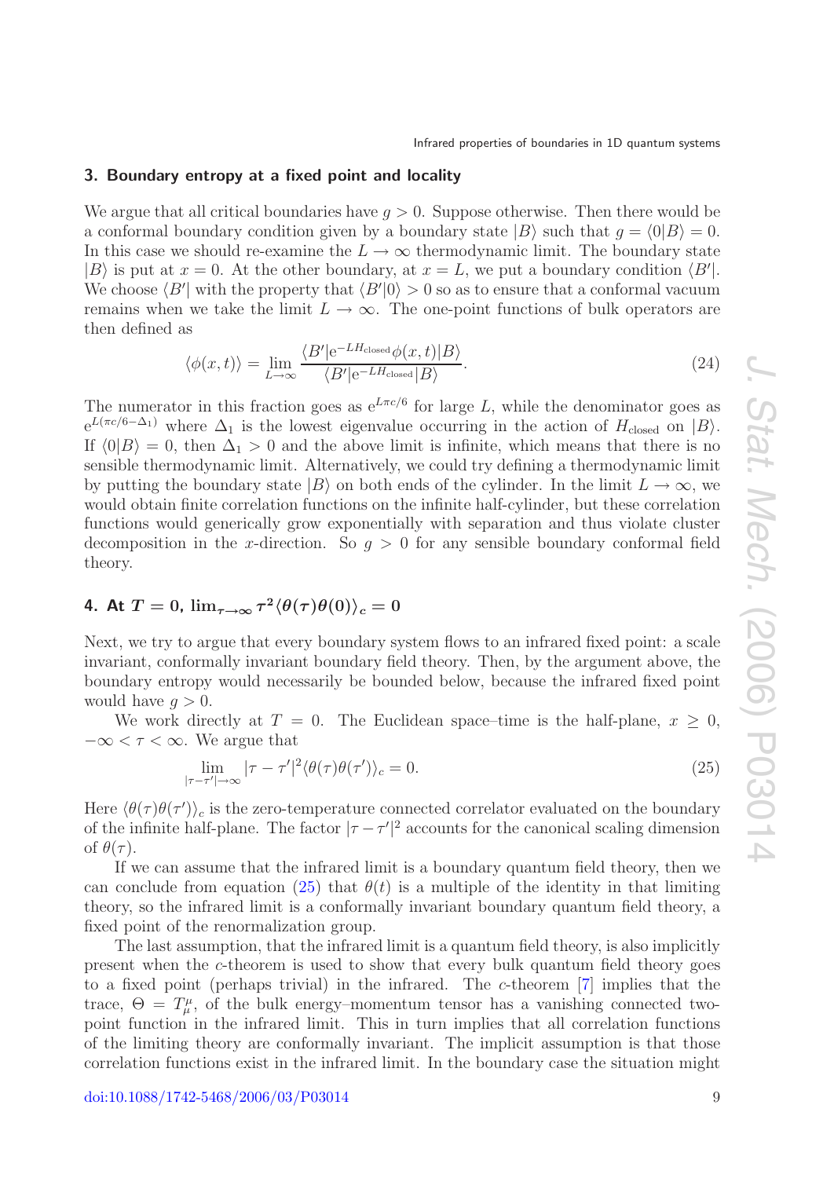## 3. Boundary entropy at a fixed point and locality

We argue that all critical boundaries have $g > 0$. Suppose otherwise. Then there would be a conformal boundary condition given by a boundary state $|B\rangle$ such that $g = \langle 0|B\rangle = 0$. In this case we should re-examine the $L \to \infty$ thermodynamic limit. The boundary state $|B\rangle$ is put at $x = 0$. At the other boundary, at $x = L$, we put a boundary condition $\langle B'|$. We choose $\langle B'|$ with the property that $\langle B'|0\rangle > 0$ so as to ensure that a conformal vacuum remains when we take the limit $L \to \infty$. The one-point functions of bulk operators are then defined as

$$\langle \phi(x,t)\rangle = \lim_{L\to\infty} \frac{\langle B'|\mathrm{e}^{-LH_{\mathrm{closed}}}\phi(x,t)|B\rangle}{\langle B'|\mathrm{e}^{-LH_{\mathrm{closed}}}|B\rangle}. \tag{24}$$

The numerator in this fraction goes as $\mathrm{e}^{L\pi c/6}$ for large $L$, while the denominator goes as $\mathrm{e}^{L(\pi c/6-\Delta_1)}$ where $\Delta_1$ is the lowest eigenvalue occurring in the action of $H_{\mathrm{closed}}$ on $|B\rangle$. If $\langle 0|B\rangle = 0$, then $\Delta_1 > 0$ and the above limit is infinite, which means that there is no sensible thermodynamic limit. Alternatively, we could try defining a thermodynamic limit by putting the boundary state $|B\rangle$ on both ends of the cylinder. In the limit $L \to \infty$, we would obtain finite correlation functions on the infinite half-cylinder, but these correlation functions would generically grow exponentially with separation and thus violate cluster decomposition in the $x$-direction. So $g > 0$ for any sensible boundary conformal field theory.

## 4. At $T = 0$, $\lim_{\tau\to\infty} \tau^2 \langle\theta(\tau)\theta(0)\rangle_c = 0$

Next, we try to argue that every boundary system flows to an infrared fixed point: a scale invariant, conformally invariant boundary field theory. Then, by the argument above, the boundary entropy would necessarily be bounded below, because the infrared fixed point would have $g > 0$.

We work directly at $T = 0$. The Euclidean space–time is the half-plane, $x \geq 0$, $-\infty < \tau < \infty$. We argue that

$$\lim_{|\tau-\tau'|\to\infty} |\tau-\tau'|^2 \langle\theta(\tau)\theta(\tau')\rangle_c = 0. \tag{25}$$

Here $\langle\theta(\tau)\theta(\tau')\rangle_c$ is the zero-temperature connected correlator evaluated on the boundary of the infinite half-plane. The factor $|\tau-\tau'|^2$ accounts for the canonical scaling dimension of $\theta(\tau)$.

If we can assume that the infrared limit is a boundary quantum field theory, then we can conclude from equation (25) that $\theta(t)$ is a multiple of the identity in that limiting theory, so the infrared limit is a conformally invariant boundary quantum field theory, a fixed point of the renormalization group.

The last assumption, that the infrared limit is a quantum field theory, is also implicitly present when the $c$-theorem is used to show that every bulk quantum field theory goes to a fixed point (perhaps trivial) in the infrared. The $c$-theorem [7] implies that the trace, $\Theta = T^\mu_\mu$, of the bulk energy–momentum tensor has a vanishing connected two-point function in the infrared limit. This in turn implies that all correlation functions of the limiting theory are conformally invariant. The implicit assumption is that those correlation functions exist in the infrared limit. In the boundary case the situation might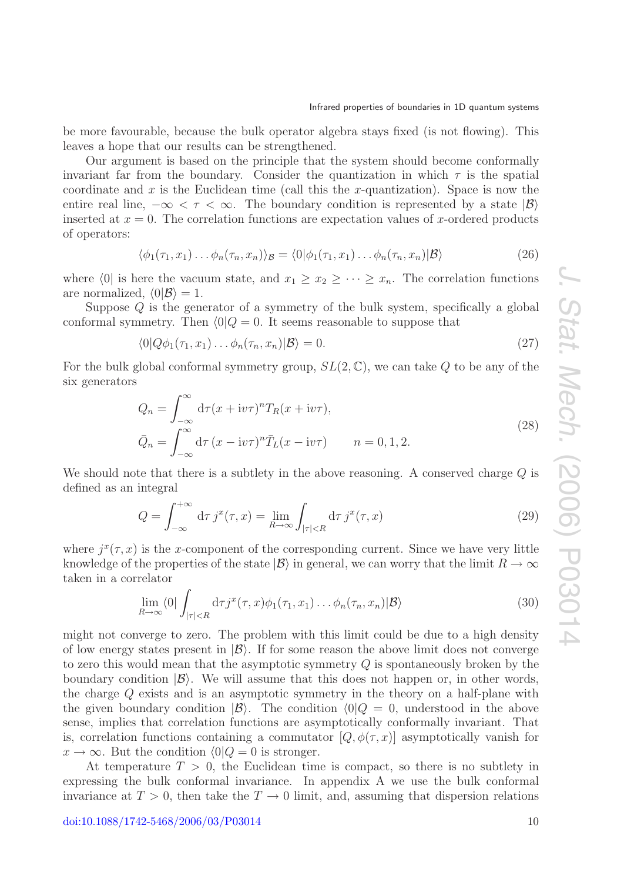be more favourable, because the bulk operator algebra stays fixed (is not flowing). This leaves a hope that our results can be strengthened.

Our argument is based on the principle that the system should become conformally invariant far from the boundary. Consider the quantization in which $\tau$ is the spatial coordinate and $x$ is the Euclidean time (call this the $x$-quantization). Space is now the entire real line, $-\infty < \tau < \infty$. The boundary condition is represented by a state $|\mathcal{B}\rangle$ inserted at $x = 0$. The correlation functions are expectation values of $x$-ordered products of operators:

$$\langle \phi_1(\tau_1, x_1) \ldots \phi_n(\tau_n, x_n) \rangle_{\mathcal{B}} = \langle 0 | \phi_1(\tau_1, x_1) \ldots \phi_n(\tau_n, x_n) | \mathcal{B} \rangle \tag{26}$$

where $\langle 0|$ is here the vacuum state, and $x_1 \geq x_2 \geq \cdots \geq x_n$. The correlation functions are normalized, $\langle 0|\mathcal{B}\rangle = 1$.

Suppose $Q$ is the generator of a symmetry of the bulk system, specifically a global conformal symmetry. Then $\langle 0|Q = 0$. It seems reasonable to suppose that

$$\langle 0 | Q \phi_1(\tau_1, x_1) \ldots \phi_n(\tau_n, x_n) | \mathcal{B} \rangle = 0. \tag{27}$$

For the bulk global conformal symmetry group, $SL(2, \mathbb{C})$, we can take $Q$ to be any of the six generators

$$\begin{aligned} Q_n &= \int_{-\infty}^{\infty} \mathrm{d}\tau (x + \mathrm{i}v\tau)^n T_R(x + \mathrm{i}v\tau), \\ \bar{Q}_n &= \int_{-\infty}^{\infty} \mathrm{d}\tau \, (x - \mathrm{i}v\tau)^n \bar{T}_L(x - \mathrm{i}v\tau) \qquad n = 0, 1, 2. \end{aligned} \tag{28}$$

We should note that there is a subtlety in the above reasoning. A conserved charge $Q$ is defined as an integral

$$Q = \int_{-\infty}^{+\infty} \mathrm{d}\tau \, j^x(\tau, x) = \lim_{R \to \infty} \int_{|\tau| < R} \mathrm{d}\tau \, j^x(\tau, x) \tag{29}$$

where $j^x(\tau, x)$ is the $x$-component of the corresponding current. Since we have very little knowledge of the properties of the state $|\mathcal{B}\rangle$ in general, we can worry that the limit $R \to \infty$ taken in a correlator

$$\lim_{R \to \infty} \langle 0 | \int_{|\tau| < R} \mathrm{d}\tau j^x(\tau, x) \phi_1(\tau_1, x_1) \ldots \phi_n(\tau_n, x_n) | \mathcal{B} \rangle \tag{30}$$

might not converge to zero. The problem with this limit could be due to a high density of low energy states present in $|\mathcal{B}\rangle$. If for some reason the above limit does not converge to zero this would mean that the asymptotic symmetry $Q$ is spontaneously broken by the boundary condition $|\mathcal{B}\rangle$. We will assume that this does not happen or, in other words, the charge $Q$ exists and is an asymptotic symmetry in the theory on a half-plane with the given boundary condition $|\mathcal{B}\rangle$. The condition $\langle 0|Q = 0$, understood in the above sense, implies that correlation functions are asymptotically conformally invariant. That is, correlation functions containing a commutator $[Q, \phi(\tau, x)]$ asymptotically vanish for $x \to \infty$. But the condition $\langle 0|Q = 0$ is stronger.

At temperature $T > 0$, the Euclidean time is compact, so there is no subtlety in expressing the bulk conformal invariance. In appendix A we use the bulk conformal invariance at $T > 0$, then take the $T \to 0$ limit, and, assuming that dispersion relations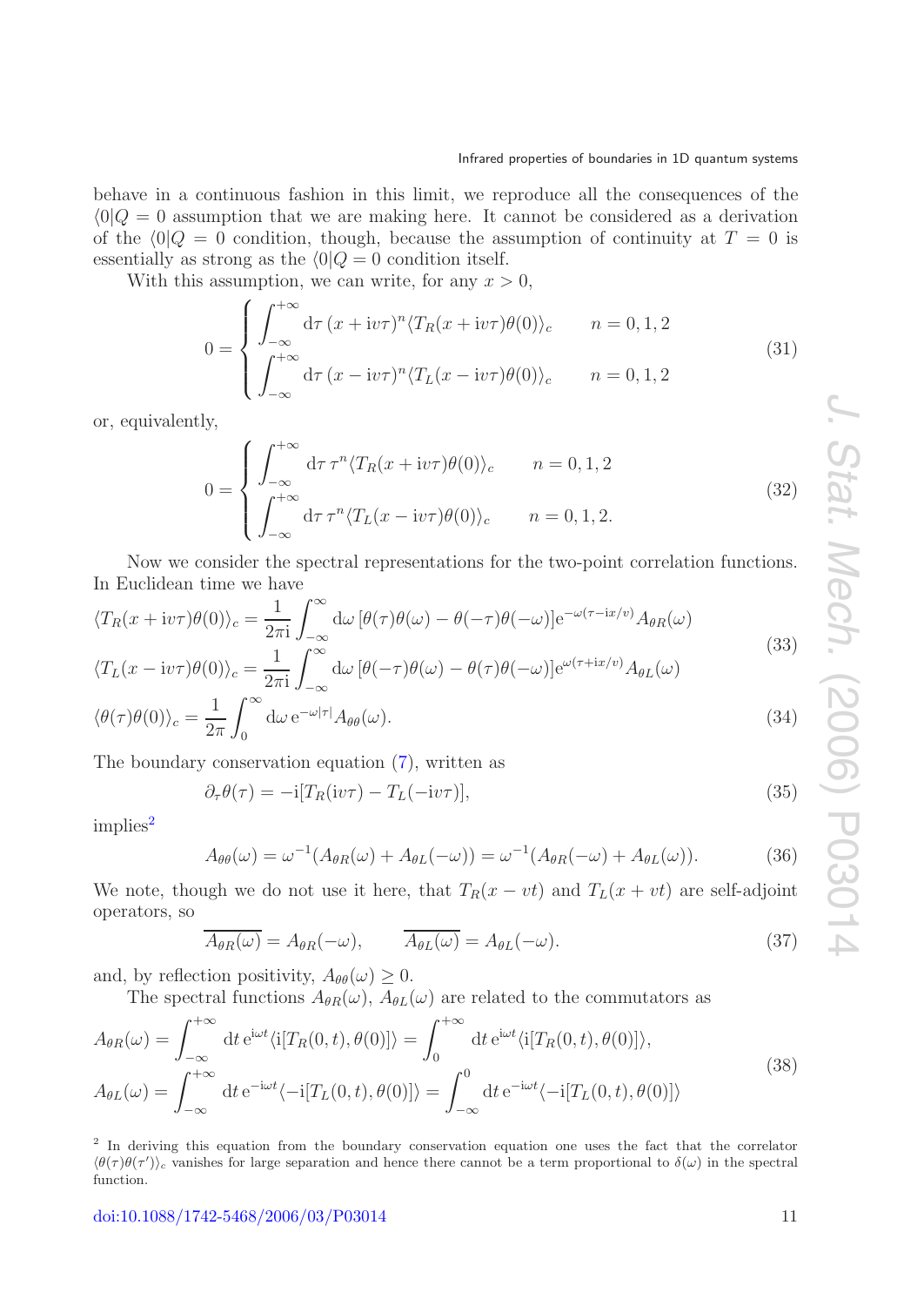behave in a continuous fashion in this limit, we reproduce all the consequences of the $\langle 0|Q = 0$ assumption that we are making here. It cannot be considered as a derivation of the $\langle 0|Q = 0$ condition, though, because the assumption of continuity at $T = 0$ is essentially as strong as the $\langle 0|Q = 0$ condition itself.

With this assumption, we can write, for any $x > 0$,

$$0 = \begin{cases} \displaystyle\int_{-\infty}^{+\infty} \mathrm{d}\tau\, (x + \mathrm{i}v\tau)^n \langle T_R(x + \mathrm{i}v\tau)\theta(0)\rangle_c & n = 0, 1, 2 \\ \displaystyle\int_{-\infty}^{+\infty} \mathrm{d}\tau\, (x - \mathrm{i}v\tau)^n \langle T_L(x - \mathrm{i}v\tau)\theta(0)\rangle_c & n = 0, 1, 2 \end{cases} \tag{31}$$

or, equivalently,

$$0 = \begin{cases} \displaystyle\int_{-\infty}^{+\infty} \mathrm{d}\tau\, \tau^n \langle T_R(x + \mathrm{i}v\tau)\theta(0)\rangle_c & n = 0, 1, 2 \\ \displaystyle\int_{-\infty}^{+\infty} \mathrm{d}\tau\, \tau^n \langle T_L(x - \mathrm{i}v\tau)\theta(0)\rangle_c & n = 0, 1, 2. \end{cases} \tag{32}$$

Now we consider the spectral representations for the two-point correlation functions. In Euclidean time we have

$$\begin{aligned} \langle T_R(x + \mathrm{i}v\tau)\theta(0)\rangle_c &= \frac{1}{2\pi\mathrm{i}} \int_{-\infty}^{\infty} \mathrm{d}\omega\, [\theta(\tau)\theta(\omega) - \theta(-\tau)\theta(-\omega)] \mathrm{e}^{-\omega(\tau - \mathrm{i}x/v)} A_{\theta R}(\omega) \\ \langle T_L(x - \mathrm{i}v\tau)\theta(0)\rangle_c &= \frac{1}{2\pi\mathrm{i}} \int_{-\infty}^{\infty} \mathrm{d}\omega\, [\theta(-\tau)\theta(\omega) - \theta(\tau)\theta(-\omega)] \mathrm{e}^{\omega(\tau + \mathrm{i}x/v)} A_{\theta L}(\omega) \end{aligned} \tag{33}$$

$$\langle \theta(\tau)\theta(0)\rangle_c = \frac{1}{2\pi} \int_0^{\infty} \mathrm{d}\omega\, \mathrm{e}^{-\omega|\tau|} A_{\theta\theta}(\omega). \tag{34}$$

The boundary conservation equation (7), written as

$$\partial_\tau \theta(\tau) = -\mathrm{i}[T_R(\mathrm{i}v\tau) - T_L(-\mathrm{i}v\tau)], \tag{35}$$

implies[2]

$$A_{\theta\theta}(\omega) = \omega^{-1}(A_{\theta R}(\omega) + A_{\theta L}(-\omega)) = \omega^{-1}(A_{\theta R}(-\omega) + A_{\theta L}(\omega)). \tag{36}$$

We note, though we do not use it here, that $T_R(x - vt)$ and $T_L(x + vt)$ are self-adjoint operators, so

$$\overline{A_{\theta R}(\omega)} = A_{\theta R}(-\omega), \qquad \overline{A_{\theta L}(\omega)} = A_{\theta L}(-\omega). \tag{37}$$

and, by reflection positivity, $A_{\theta\theta}(\omega) \geq 0$.

The spectral functions $A_{\theta R}(\omega)$, $A_{\theta L}(\omega)$ are related to the commutators as

$$\begin{aligned} A_{\theta R}(\omega) &= \int_{-\infty}^{+\infty} \mathrm{d}t\, \mathrm{e}^{\mathrm{i}\omega t} \langle \mathrm{i}[T_R(0, t), \theta(0)]\rangle = \int_0^{+\infty} \mathrm{d}t\, \mathrm{e}^{\mathrm{i}\omega t} \langle \mathrm{i}[T_R(0, t), \theta(0)]\rangle, \\ A_{\theta L}(\omega) &= \int_{-\infty}^{+\infty} \mathrm{d}t\, \mathrm{e}^{-\mathrm{i}\omega t} \langle -\mathrm{i}[T_L(0, t), \theta(0)]\rangle = \int_{-\infty}^{0} \mathrm{d}t\, \mathrm{e}^{-\mathrm{i}\omega t} \langle -\mathrm{i}[T_L(0, t), \theta(0)]\rangle \end{aligned} \tag{38}$$

[2] In deriving this equation from the boundary conservation equation one uses the fact that the correlator $\langle\theta(\tau)\theta(\tau')\rangle_c$ vanishes for large separation and hence there cannot be a term proportional to $\delta(\omega)$ in the spectral function.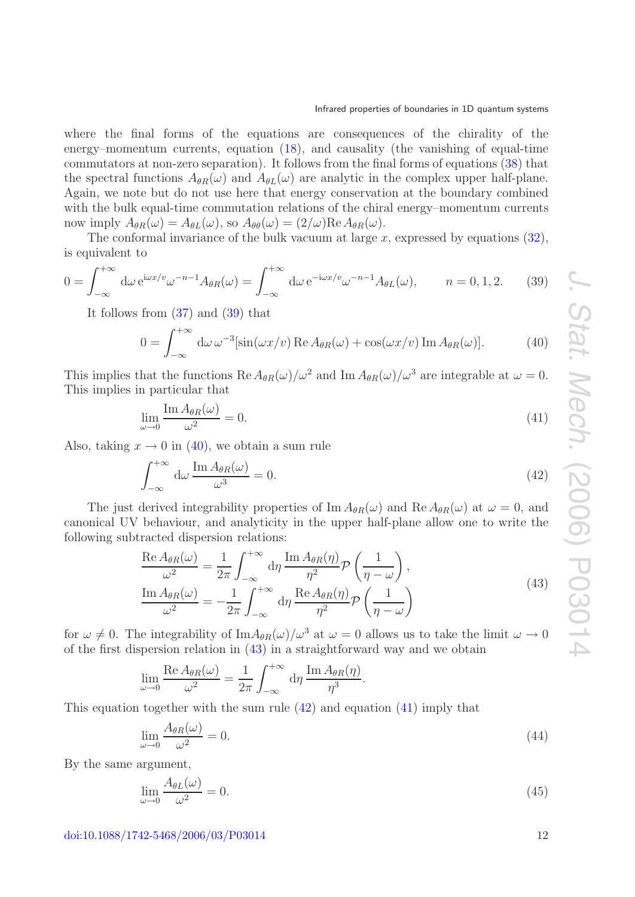where the final forms of the equations are consequences of the chirality of the energy–momentum currents, equation (18), and causality (the vanishing of equal-time commutators at non-zero separation). It follows from the final forms of equations (38) that the spectral functions $A_{\theta R}(\omega)$ and $A_{\theta L}(\omega)$ are analytic in the complex upper half-plane. Again, we note but do not use here that energy conservation at the boundary combined with the bulk equal-time commutation relations of the chiral energy–momentum currents now imply $A_{\theta R}(\omega) = A_{\theta L}(\omega)$, so $A_{\theta\theta}(\omega) = (2/\omega)\mathrm{Re}\, A_{\theta R}(\omega)$.

The conformal invariance of the bulk vacuum at large $x$, expressed by equations (32), is equivalent to

$$0 = \int_{-\infty}^{+\infty} \mathrm{d}\omega\, \mathrm{e}^{\mathrm{i}\omega x/v} \omega^{-n-1} A_{\theta R}(\omega) = \int_{-\infty}^{+\infty} \mathrm{d}\omega\, \mathrm{e}^{-\mathrm{i}\omega x/v} \omega^{-n-1} A_{\theta L}(\omega), \qquad n = 0, 1, 2. \tag{39}$$

It follows from (37) and (39) that

$$0 = \int_{-\infty}^{+\infty} \mathrm{d}\omega\, \omega^{-3} [\sin(\omega x/v)\, \mathrm{Re}\, A_{\theta R}(\omega) + \cos(\omega x/v)\, \mathrm{Im}\, A_{\theta R}(\omega)]. \tag{40}$$

This implies that the functions $\mathrm{Re}\, A_{\theta R}(\omega)/\omega^2$ and $\mathrm{Im}\, A_{\theta R}(\omega)/\omega^3$ are integrable at $\omega = 0$. This implies in particular that

$$\lim_{\omega\to 0} \frac{\mathrm{Im}\, A_{\theta R}(\omega)}{\omega^2} = 0. \tag{41}$$

Also, taking $x \to 0$ in (40), we obtain a sum rule

$$\int_{-\infty}^{+\infty} \mathrm{d}\omega\, \frac{\mathrm{Im}\, A_{\theta R}(\omega)}{\omega^3} = 0. \tag{42}$$

The just derived integrability properties of $\mathrm{Im}\, A_{\theta R}(\omega)$ and $\mathrm{Re}\, A_{\theta R}(\omega)$ at $\omega = 0$, and canonical UV behaviour, and analyticity in the upper half-plane allow one to write the following subtracted dispersion relations:

$$\begin{aligned}
\frac{\mathrm{Re}\, A_{\theta R}(\omega)}{\omega^2} &= \frac{1}{2\pi} \int_{-\infty}^{+\infty} \mathrm{d}\eta\, \frac{\mathrm{Im}\, A_{\theta R}(\eta)}{\eta^2} \mathcal{P}\left(\frac{1}{\eta - \omega}\right), \\
\frac{\mathrm{Im}\, A_{\theta R}(\omega)}{\omega^2} &= -\frac{1}{2\pi} \int_{-\infty}^{+\infty} \mathrm{d}\eta\, \frac{\mathrm{Re}\, A_{\theta R}(\eta)}{\eta^2} \mathcal{P}\left(\frac{1}{\eta - \omega}\right)
\end{aligned} \tag{43}$$

for $\omega \neq 0$. The integrability of $\mathrm{Im} A_{\theta R}(\omega)/\omega^3$ at $\omega = 0$ allows us to take the limit $\omega \to 0$ of the first dispersion relation in (43) in a straightforward way and we obtain

$$\lim_{\omega\to 0} \frac{\mathrm{Re}\, A_{\theta R}(\omega)}{\omega^2} = \frac{1}{2\pi} \int_{-\infty}^{+\infty} \mathrm{d}\eta\, \frac{\mathrm{Im}\, A_{\theta R}(\eta)}{\eta^3}.$$

This equation together with the sum rule (42) and equation (41) imply that

$$\lim_{\omega\to 0} \frac{A_{\theta R}(\omega)}{\omega^2} = 0. \tag{44}$$

By the same argument,

$$\lim_{\omega\to 0} \frac{A_{\theta L}(\omega)}{\omega^2} = 0. \tag{45}$$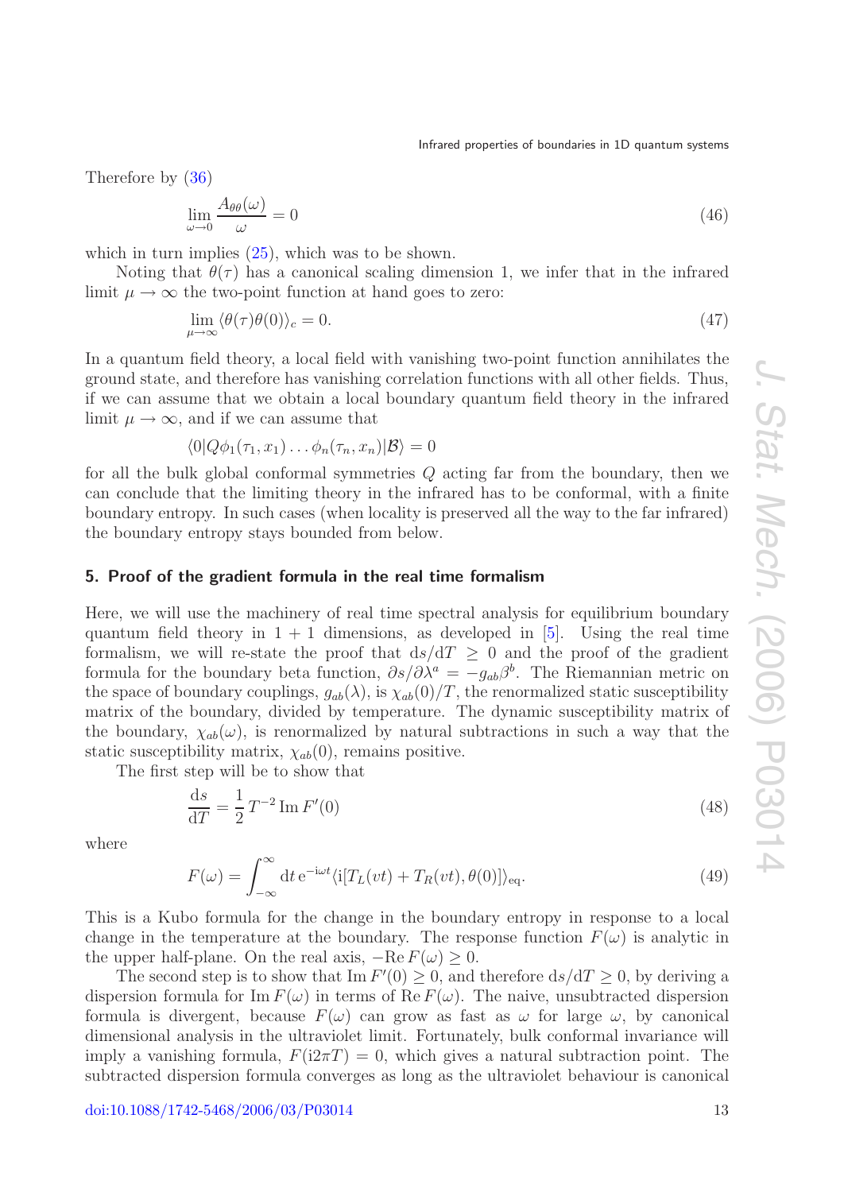Therefore by (36)

$$\lim_{\omega\to 0} \frac{A_{\theta\theta}(\omega)}{\omega} = 0 \tag{46}$$

which in turn implies (25), which was to be shown.

Noting that $\theta(\tau)$ has a canonical scaling dimension 1, we infer that in the infrared limit $\mu \to \infty$ the two-point function at hand goes to zero:

$$\lim_{\mu\to\infty} \langle \theta(\tau)\theta(0)\rangle_c = 0. \tag{47}$$

In a quantum field theory, a local field with vanishing two-point function annihilates the ground state, and therefore has vanishing correlation functions with all other fields. Thus, if we can assume that we obtain a local boundary quantum field theory in the infrared limit $\mu \to \infty$, and if we can assume that

$$\langle 0|Q\phi_1(\tau_1, x_1)\ldots\phi_n(\tau_n, x_n)|\mathcal{B}\rangle = 0$$

for all the bulk global conformal symmetries $Q$ acting far from the boundary, then we can conclude that the limiting theory in the infrared has to be conformal, with a finite boundary entropy. In such cases (when locality is preserved all the way to the far infrared) the boundary entropy stays bounded from below.

## 5. Proof of the gradient formula in the real time formalism

Here, we will use the machinery of real time spectral analysis for equilibrium boundary quantum field theory in 1 + 1 dimensions, as developed in [5]. Using the real time formalism, we will re-state the proof that $\mathrm{d}s/\mathrm{d}T \geq 0$ and the proof of the gradient formula for the boundary beta function, $\partial s/\partial\lambda^a = -g_{ab}\beta^b$. The Riemannian metric on the space of boundary couplings, $g_{ab}(\lambda)$, is $\chi_{ab}(0)/T$, the renormalized static susceptibility matrix of the boundary, divided by temperature. The dynamic susceptibility matrix of the boundary, $\chi_{ab}(\omega)$, is renormalized by natural subtractions in such a way that the static susceptibility matrix, $\chi_{ab}(0)$, remains positive.

The first step will be to show that

$$\frac{\mathrm{d}s}{\mathrm{d}T} = \frac{1}{2}T^{-2}\,\mathrm{Im}\,F'(0) \tag{48}$$

where

$$F(\omega) = \int_{-\infty}^{\infty} \mathrm{d}t\, \mathrm{e}^{-\mathrm{i}\omega t}\langle \mathrm{i}[T_L(vt) + T_R(vt), \theta(0)]\rangle_{\mathrm{eq}}. \tag{49}$$

This is a Kubo formula for the change in the boundary entropy in response to a local change in the temperature at the boundary. The response function $F(\omega)$ is analytic in the upper half-plane. On the real axis, $-\mathrm{Re}\,F(\omega) \geq 0$.

The second step is to show that $\mathrm{Im}\,F'(0) \geq 0$, and therefore $\mathrm{d}s/\mathrm{d}T \geq 0$, by deriving a dispersion formula for $\mathrm{Im}\,F(\omega)$ in terms of $\mathrm{Re}\,F(\omega)$. The naive, unsubtracted dispersion formula is divergent, because $F(\omega)$ can grow as fast as $\omega$ for large $\omega$, by canonical dimensional analysis in the ultraviolet limit. Fortunately, bulk conformal invariance will imply a vanishing formula, $F(\mathrm{i}2\pi T) = 0$, which gives a natural subtraction point. The subtracted dispersion formula converges as long as the ultraviolet behaviour is canonical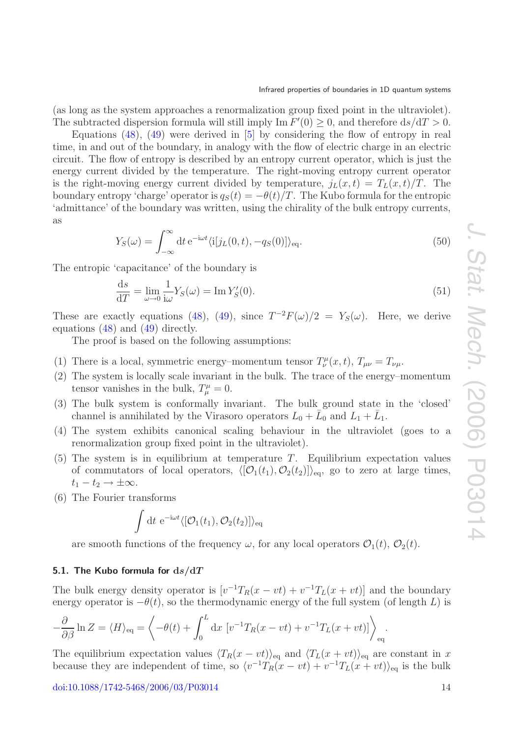(as long as the system approaches a renormalization group fixed point in the ultraviolet). The subtracted dispersion formula will still imply $\mathrm{Im}\, F'(0) \geq 0$, and therefore $\mathrm{d}s/\mathrm{d}T > 0$.

Equations (48), (49) were derived in [5] by considering the flow of entropy in real time, in and out of the boundary, in analogy with the flow of electric charge in an electric circuit. The flow of entropy is described by an entropy current operator, which is just the energy current divided by the temperature. The right-moving entropy current operator is the right-moving energy current divided by temperature, $j_L(x,t) = T_L(x,t)/T$. The boundary entropy 'charge' operator is $q_S(t) = -\theta(t)/T$. The Kubo formula for the entropic 'admittance' of the boundary was written, using the chirality of the bulk entropy currents, as

$$Y_S(\omega) = \int_{-\infty}^{\infty} \mathrm{d}t\, \mathrm{e}^{-\mathrm{i}\omega t} \langle \mathrm{i}[j_L(0,t), -q_S(0)]\rangle_{\mathrm{eq}}. \tag{50}$$

The entropic 'capacitance' of the boundary is

$$\frac{\mathrm{d}s}{\mathrm{d}T} = \lim_{\omega \to 0} \frac{1}{\mathrm{i}\omega} Y_S(\omega) = \mathrm{Im}\, Y_S'(0). \tag{51}$$

These are exactly equations (48), (49), since $T^{-2}F(\omega)/2 = Y_S(\omega)$. Here, we derive equations (48) and (49) directly.

The proof is based on the following assumptions:

(1) There is a local, symmetric energy–momentum tensor $T^{\mu}_{\nu}(x,t)$, $T_{\mu\nu} = T_{\nu\mu}$.
(2) The system is locally scale invariant in the bulk. The trace of the energy–momentum tensor vanishes in the bulk, $T^{\mu}_{\mu} = 0$.
(3) The bulk system is conformally invariant. The bulk ground state in the 'closed' channel is annihilated by the Virasoro operators $L_0 + \bar{L}_0$ and $L_1 + \bar{L}_1$.
(4) The system exhibits canonical scaling behaviour in the ultraviolet (goes to a renormalization group fixed point in the ultraviolet).
(5) The system is in equilibrium at temperature $T$. Equilibrium expectation values of commutators of local operators, $\langle [\mathcal{O}_1(t_1), \mathcal{O}_2(t_2)]\rangle_{\mathrm{eq}}$, go to zero at large times, $t_1 - t_2 \to \pm\infty$.
(6) The Fourier transforms

$$\int \mathrm{d}t\; \mathrm{e}^{-\mathrm{i}\omega t} \langle [\mathcal{O}_1(t_1), \mathcal{O}_2(t_2)]\rangle_{\mathrm{eq}}$$

are smooth functions of the frequency $\omega$, for any local operators $\mathcal{O}_1(t)$, $\mathcal{O}_2(t)$.

### 5.1. The Kubo formula for $\mathrm{d}s/\mathrm{d}T$

The bulk energy density operator is $[v^{-1}T_R(x - vt) + v^{-1}T_L(x + vt)]$ and the boundary energy operator is $-\theta(t)$, so the thermodynamic energy of the full system (of length $L$) is

$$-\frac{\partial}{\partial \beta} \ln Z = \langle H \rangle_{\mathrm{eq}} = \left\langle -\theta(t) + \int_0^L \mathrm{d}x\; [v^{-1}T_R(x - vt) + v^{-1}T_L(x + vt)] \right\rangle_{\mathrm{eq}}.$$

The equilibrium expectation values $\langle T_R(x - vt)\rangle_{\mathrm{eq}}$ and $\langle T_L(x + vt)\rangle_{\mathrm{eq}}$ are constant in $x$ because they are independent of time, so $\langle v^{-1}T_R(x - vt) + v^{-1}T_L(x + vt)\rangle_{\mathrm{eq}}$ is the bulk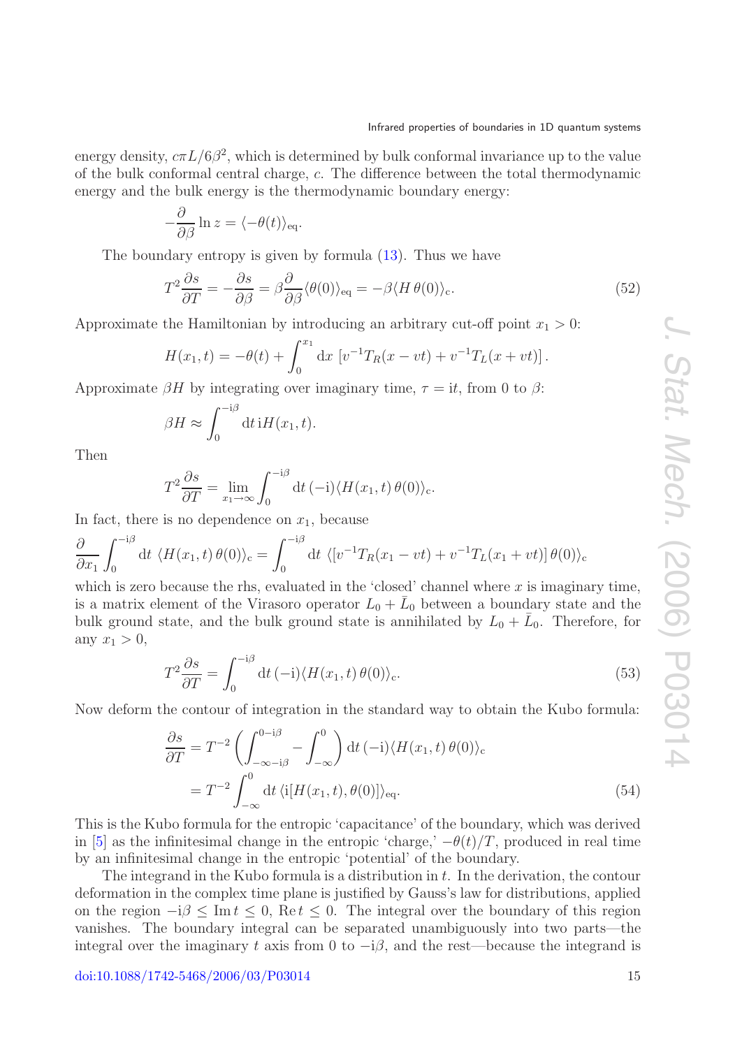energy density, $c\pi L/6\beta^2$, which is determined by bulk conformal invariance up to the value of the bulk conformal central charge, $c$. The difference between the total thermodynamic energy and the bulk energy is the thermodynamic boundary energy:

$$-\frac{\partial}{\partial\beta}\ln z = \langle -\theta(t)\rangle_{\mathrm{eq}}.$$

The boundary entropy is given by formula (13). Thus we have

$$T^2\frac{\partial s}{\partial T} = -\frac{\partial s}{\partial\beta} = \beta\frac{\partial}{\partial\beta}\langle\theta(0)\rangle_{\mathrm{eq}} = -\beta\langle H\,\theta(0)\rangle_{\mathrm{c}}. \tag{52}$$

Approximate the Hamiltonian by introducing an arbitrary cut-off point $x_1 > 0$:

$$H(x_1,t) = -\theta(t) + \int_0^{x_1}\mathrm{d}x\,\left[v^{-1}T_R(x-vt) + v^{-1}T_L(x+vt)\right].$$

Approximate $\beta H$ by integrating over imaginary time, $\tau = \mathrm{i}t$, from 0 to $\beta$:

$$\beta H \approx \int_0^{-\mathrm{i}\beta}\mathrm{d}t\,\mathrm{i}H(x_1,t).$$

Then

$$T^2\frac{\partial s}{\partial T} = \lim_{x_1\to\infty}\int_0^{-\mathrm{i}\beta}\mathrm{d}t\,(-\mathrm{i})\langle H(x_1,t)\,\theta(0)\rangle_{\mathrm{c}}.$$

In fact, there is no dependence on $x_1$, because

$$\frac{\partial}{\partial x_1}\int_0^{-\mathrm{i}\beta}\mathrm{d}t\;\langle H(x_1,t)\,\theta(0)\rangle_{\mathrm{c}} = \int_0^{-\mathrm{i}\beta}\mathrm{d}t\;\langle[v^{-1}T_R(x_1-vt) + v^{-1}T_L(x_1+vt)]\,\theta(0)\rangle_{\mathrm{c}}$$

which is zero because the rhs, evaluated in the 'closed' channel where $x$ is imaginary time, is a matrix element of the Virasoro operator $L_0 + \bar{L}_0$ between a boundary state and the bulk ground state, and the bulk ground state is annihilated by $L_0 + \bar{L}_0$. Therefore, for any $x_1 > 0$,

$$T^2\frac{\partial s}{\partial T} = \int_0^{-\mathrm{i}\beta}\mathrm{d}t\,(-\mathrm{i})\langle H(x_1,t)\,\theta(0)\rangle_{\mathrm{c}}. \tag{53}$$

Now deform the contour of integration in the standard way to obtain the Kubo formula:

$$\begin{aligned}\frac{\partial s}{\partial T} &= T^{-2}\left(\int_{-\infty-\mathrm{i}\beta}^{0-\mathrm{i}\beta} - \int_{-\infty}^{0}\right)\mathrm{d}t\,(-\mathrm{i})\langle H(x_1,t)\,\theta(0)\rangle_{\mathrm{c}}\\ &= T^{-2}\int_{-\infty}^{0}\mathrm{d}t\,\langle\mathrm{i}[H(x_1,t),\theta(0)]\rangle_{\mathrm{eq}}.\end{aligned} \tag{54}$$

This is the Kubo formula for the entropic 'capacitance' of the boundary, which was derived in [5] as the infinitesimal change in the entropic 'charge,' $-\theta(t)/T$, produced in real time by an infinitesimal change in the entropic 'potential' of the boundary.

The integrand in the Kubo formula is a distribution in $t$. In the derivation, the contour deformation in the complex time plane is justified by Gauss's law for distributions, applied on the region $-\mathrm{i}\beta \leq \mathrm{Im}\,t \leq 0$, $\mathrm{Re}\,t \leq 0$. The integral over the boundary of this region vanishes. The boundary integral can be separated unambiguously into two parts—the integral over the imaginary $t$ axis from 0 to $-\mathrm{i}\beta$, and the rest—because the integrand is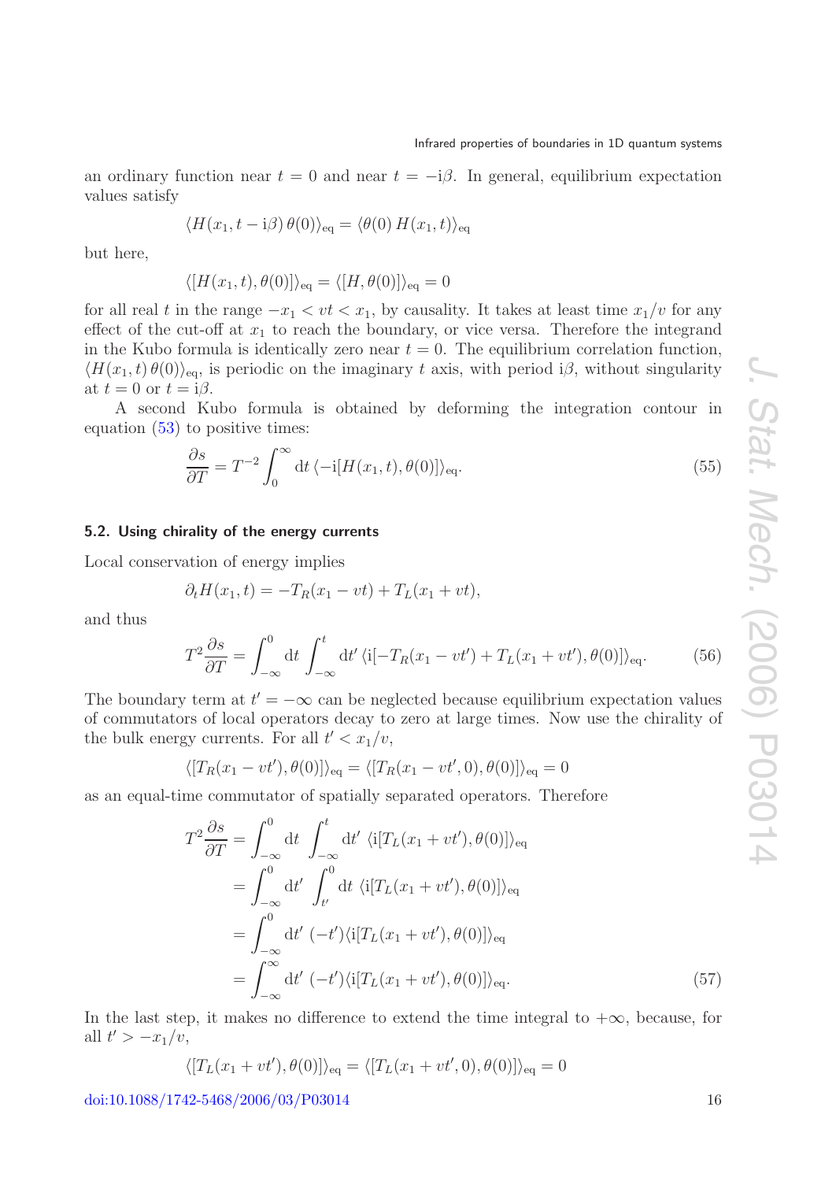an ordinary function near $t = 0$ and near $t = -\mathrm{i}\beta$. In general, equilibrium expectation values satisfy

$$\langle H(x_1, t - \mathrm{i}\beta)\,\theta(0)\rangle_{\mathrm{eq}} = \langle \theta(0)\,H(x_1, t)\rangle_{\mathrm{eq}}$$

but here,

$$\langle [H(x_1, t), \theta(0)]\rangle_{\mathrm{eq}} = \langle [H, \theta(0)]\rangle_{\mathrm{eq}} = 0$$

for all real $t$ in the range $-x_1 < vt < x_1$, by causality. It takes at least time $x_1/v$ for any effect of the cut-off at $x_1$ to reach the boundary, or vice versa. Therefore the integrand in the Kubo formula is identically zero near $t = 0$. The equilibrium correlation function, $\langle H(x_1, t)\,\theta(0)\rangle_{\mathrm{eq}}$, is periodic on the imaginary $t$ axis, with period $\mathrm{i}\beta$, without singularity at $t = 0$ or $t = \mathrm{i}\beta$.

A second Kubo formula is obtained by deforming the integration contour in equation (53) to positive times:

$$\frac{\partial s}{\partial T} = T^{-2}\int_0^{\infty} \mathrm{d}t\,\langle -\mathrm{i}[H(x_1, t), \theta(0)]\rangle_{\mathrm{eq}}. \tag{55}$$

### 5.2. Using chirality of the energy currents

Local conservation of energy implies

$$\partial_t H(x_1, t) = -T_R(x_1 - vt) + T_L(x_1 + vt),$$

and thus

$$T^2\frac{\partial s}{\partial T} = \int_{-\infty}^{0} \mathrm{d}t \int_{-\infty}^{t} \mathrm{d}t'\,\langle \mathrm{i}[-T_R(x_1 - vt') + T_L(x_1 + vt'), \theta(0)]\rangle_{\mathrm{eq}}. \tag{56}$$

The boundary term at $t' = -\infty$ can be neglected because equilibrium expectation values of commutators of local operators decay to zero at large times. Now use the chirality of the bulk energy currents. For all $t' < x_1/v$,

$$\langle [T_R(x_1 - vt'), \theta(0)]\rangle_{\mathrm{eq}} = \langle [T_R(x_1 - vt', 0), \theta(0)]\rangle_{\mathrm{eq}} = 0$$

as an equal-time commutator of spatially separated operators. Therefore

$$\begin{aligned}
T^2\frac{\partial s}{\partial T} &= \int_{-\infty}^{0} \mathrm{d}t \int_{-\infty}^{t} \mathrm{d}t'\ \langle \mathrm{i}[T_L(x_1 + vt'), \theta(0)]\rangle_{\mathrm{eq}} \\
&= \int_{-\infty}^{0} \mathrm{d}t' \int_{t'}^{0} \mathrm{d}t\ \langle \mathrm{i}[T_L(x_1 + vt'), \theta(0)]\rangle_{\mathrm{eq}} \\
&= \int_{-\infty}^{0} \mathrm{d}t'\ (-t')\langle \mathrm{i}[T_L(x_1 + vt'), \theta(0)]\rangle_{\mathrm{eq}} \\
&= \int_{-\infty}^{\infty} \mathrm{d}t'\ (-t')\langle \mathrm{i}[T_L(x_1 + vt'), \theta(0)]\rangle_{\mathrm{eq}}.
\end{aligned} \tag{57}$$

In the last step, it makes no difference to extend the time integral to $+\infty$, because, for all $t' > -x_1/v$,

$$\langle [T_L(x_1 + vt'), \theta(0)]\rangle_{\mathrm{eq}} = \langle [T_L(x_1 + vt', 0), \theta(0)]\rangle_{\mathrm{eq}} = 0$$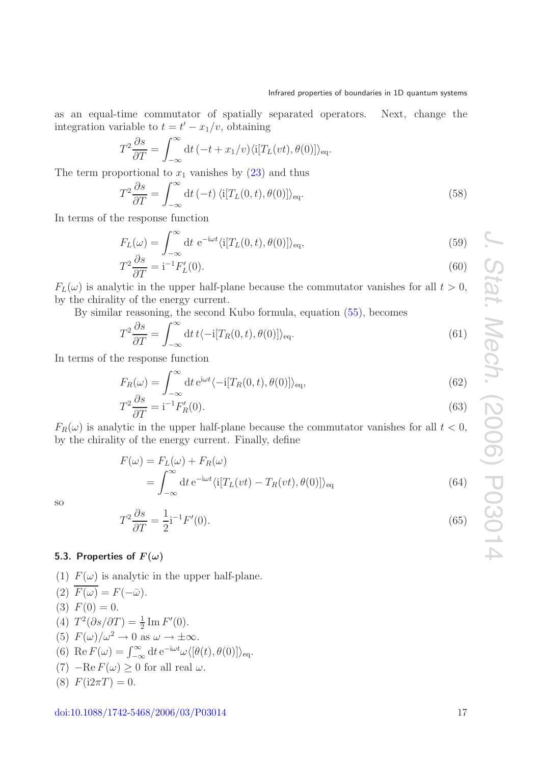as an equal-time commutator of spatially separated operators. Next, change the integration variable to $t = t' - x_1/v$, obtaining

$$T^2 \frac{\partial s}{\partial T} = \int_{-\infty}^{\infty} \mathrm{d}t\, (-t + x_1/v) \langle \mathrm{i}[T_L(vt), \theta(0)]\rangle_{\mathrm{eq}}.$$

The term proportional to $x_1$ vanishes by (23) and thus

$$T^2 \frac{\partial s}{\partial T} = \int_{-\infty}^{\infty} \mathrm{d}t\, (-t)\, \langle \mathrm{i}[T_L(0,t), \theta(0)]\rangle_{\mathrm{eq}}. \tag{58}$$

In terms of the response function

$$F_L(\omega) = \int_{-\infty}^{\infty} \mathrm{d}t\ \mathrm{e}^{-\mathrm{i}\omega t} \langle \mathrm{i}[T_L(0,t), \theta(0)]\rangle_{\mathrm{eq}}, \tag{59}$$

$$T^2 \frac{\partial s}{\partial T} = \mathrm{i}^{-1} F_L'(0). \tag{60}$$

$F_L(\omega)$ is analytic in the upper half-plane because the commutator vanishes for all $t > 0$, by the chirality of the energy current.

By similar reasoning, the second Kubo formula, equation (55), becomes

$$T^2 \frac{\partial s}{\partial T} = \int_{-\infty}^{\infty} \mathrm{d}t\, t \langle -\mathrm{i}[T_R(0,t), \theta(0)]\rangle_{\mathrm{eq}}. \tag{61}$$

In terms of the response function

$$F_R(\omega) = \int_{-\infty}^{\infty} \mathrm{d}t\, \mathrm{e}^{\mathrm{i}\omega t} \langle -\mathrm{i}[T_R(0,t), \theta(0)]\rangle_{\mathrm{eq}}, \tag{62}$$

$$T^2 \frac{\partial s}{\partial T} = \mathrm{i}^{-1} F_R'(0). \tag{63}$$

$F_R(\omega)$ is analytic in the upper half-plane because the commutator vanishes for all $t < 0$, by the chirality of the energy current. Finally, define

$$\begin{aligned} F(\omega) &= F_L(\omega) + F_R(\omega) \\ &= \int_{-\infty}^{\infty} \mathrm{d}t\, \mathrm{e}^{-\mathrm{i}\omega t} \langle \mathrm{i}[T_L(vt) - T_R(vt), \theta(0)]\rangle_{\mathrm{eq}} \end{aligned} \tag{64}$$

so

$$T^2 \frac{\partial s}{\partial T} = \frac{1}{2} \mathrm{i}^{-1} F'(0). \tag{65}$$

### 5.3. Properties of $F(\omega)$

1. $F(\omega)$ is analytic in the upper half-plane.
2. $\overline{F(\omega)} = F(-\bar{\omega})$.
3. $F(0) = 0$.
4. $T^2(\partial s/\partial T) = \frac{1}{2}\,\mathrm{Im}\, F'(0)$.
5. $F(\omega)/\omega^2 \to 0$ as $\omega \to \pm\infty$.
6. $\mathrm{Re}\, F(\omega) = \int_{-\infty}^{\infty} \mathrm{d}t\, \mathrm{e}^{-\mathrm{i}\omega t} \omega \langle [\theta(t), \theta(0)]\rangle_{\mathrm{eq}}$.
7. $-\mathrm{Re}\, F(\omega) \geq 0$ for all real $\omega$.
8. $F(\mathrm{i}2\pi T) = 0$.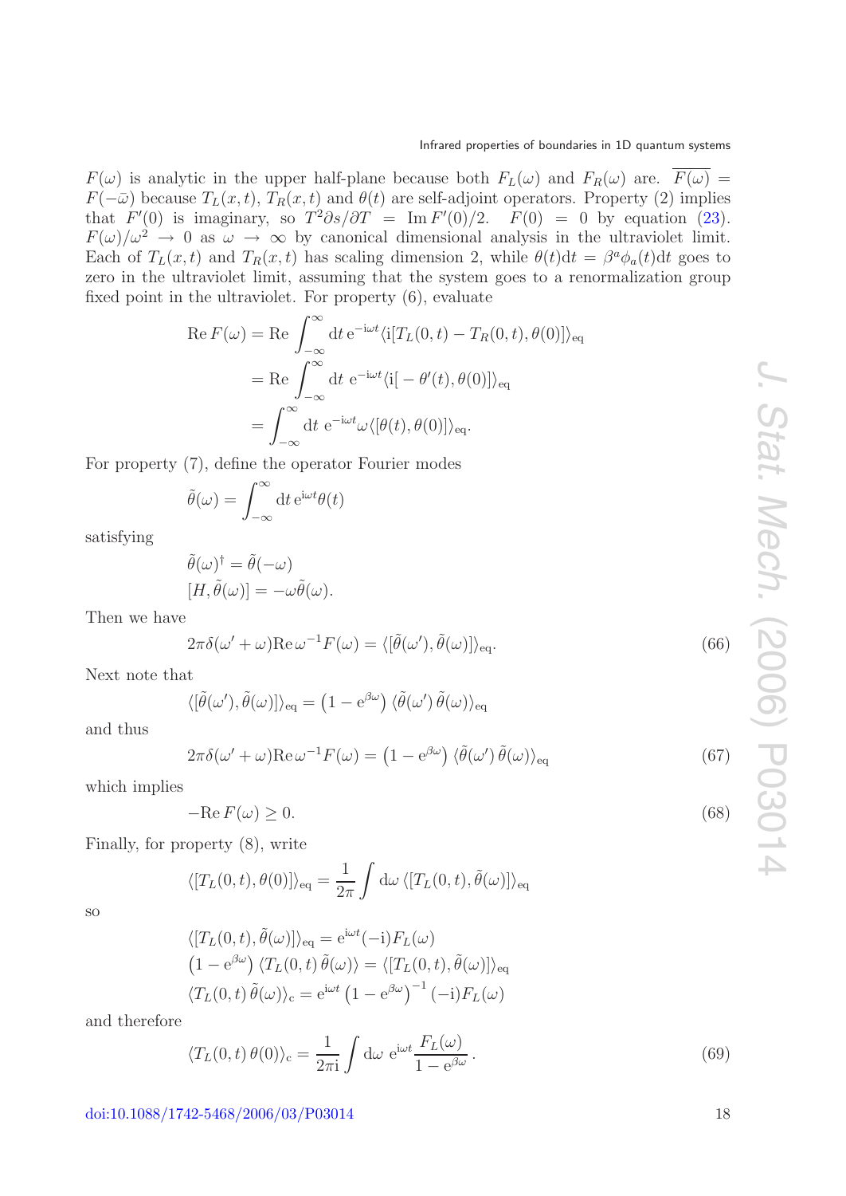$F(\omega)$ is analytic in the upper half-plane because both $F_L(\omega)$ and $F_R(\omega)$ are. $\overline{F(\omega)} = F(-\bar{\omega})$ because $T_L(x,t)$, $T_R(x,t)$ and $\theta(t)$ are self-adjoint operators. Property (2) implies that $F'(0)$ is imaginary, so $T^2\partial s/\partial T = \operatorname{Im} F'(0)/2$. $F(0) = 0$ by equation (23). $F(\omega)/\omega^2 \to 0$ as $\omega \to \infty$ by canonical dimensional analysis in the ultraviolet limit. Each of $T_L(x,t)$ and $T_R(x,t)$ has scaling dimension 2, while $\theta(t)\mathrm{d}t = \beta^a \phi_a(t)\mathrm{d}t$ goes to zero in the ultraviolet limit, assuming that the system goes to a renormalization group fixed point in the ultraviolet. For property (6), evaluate

$$
\begin{aligned}
\operatorname{Re} F(\omega) &= \operatorname{Re} \int_{-\infty}^{\infty} \mathrm{d}t\, \mathrm{e}^{-\mathrm{i}\omega t} \langle \mathrm{i}[T_L(0,t) - T_R(0,t), \theta(0)]\rangle_{\mathrm{eq}} \\
&= \operatorname{Re} \int_{-\infty}^{\infty} \mathrm{d}t\ \mathrm{e}^{-\mathrm{i}\omega t} \langle \mathrm{i}[-\theta'(t), \theta(0)]\rangle_{\mathrm{eq}} \\
&= \int_{-\infty}^{\infty} \mathrm{d}t\ \mathrm{e}^{-\mathrm{i}\omega t} \omega \langle [\theta(t), \theta(0)]\rangle_{\mathrm{eq}}.
\end{aligned}
$$

For property (7), define the operator Fourier modes

$$
\tilde{\theta}(\omega) = \int_{-\infty}^{\infty} \mathrm{d}t\, \mathrm{e}^{\mathrm{i}\omega t} \theta(t)
$$

satisfying

$$
\begin{aligned}
&\tilde{\theta}(\omega)^\dagger = \tilde{\theta}(-\omega) \\
&[H, \tilde{\theta}(\omega)] = -\omega \tilde{\theta}(\omega).
\end{aligned}
$$

Then we have

$$
2\pi\delta(\omega' + \omega) \operatorname{Re} \omega^{-1} F(\omega) = \langle [\tilde{\theta}(\omega'), \tilde{\theta}(\omega)]\rangle_{\mathrm{eq}}. \tag{66}
$$

Next note that

$$
\langle [\tilde{\theta}(\omega'), \tilde{\theta}(\omega)]\rangle_{\mathrm{eq}} = \left(1 - \mathrm{e}^{\beta\omega}\right) \langle \tilde{\theta}(\omega')\, \tilde{\theta}(\omega)\rangle_{\mathrm{eq}}
$$

and thus

$$
2\pi\delta(\omega' + \omega) \operatorname{Re} \omega^{-1} F(\omega) = \left(1 - \mathrm{e}^{\beta\omega}\right) \langle \tilde{\theta}(\omega')\, \tilde{\theta}(\omega)\rangle_{\mathrm{eq}} \tag{67}
$$

which implies

$$
-\operatorname{Re} F(\omega) \geq 0. \tag{68}
$$

Finally, for property (8), write

$$
\langle [T_L(0,t), \theta(0)]\rangle_{\mathrm{eq}} = \frac{1}{2\pi} \int \mathrm{d}\omega\, \langle [T_L(0,t), \tilde{\theta}(\omega)]\rangle_{\mathrm{eq}}
$$

so

$$
\begin{aligned}
&\langle [T_L(0,t), \tilde{\theta}(\omega)]\rangle_{\mathrm{eq}} = \mathrm{e}^{\mathrm{i}\omega t} (-\mathrm{i}) F_L(\omega) \\
&\left(1 - \mathrm{e}^{\beta\omega}\right) \langle T_L(0,t)\, \tilde{\theta}(\omega)\rangle = \langle [T_L(0,t), \tilde{\theta}(\omega)]\rangle_{\mathrm{eq}} \\
&\langle T_L(0,t)\, \tilde{\theta}(\omega)\rangle_{\mathrm{c}} = \mathrm{e}^{\mathrm{i}\omega t} \left(1 - \mathrm{e}^{\beta\omega}\right)^{-1} (-\mathrm{i}) F_L(\omega)
\end{aligned}
$$

and therefore

$$
\langle T_L(0,t)\, \theta(0)\rangle_{\mathrm{c}} = \frac{1}{2\pi\mathrm{i}} \int \mathrm{d}\omega\ \mathrm{e}^{\mathrm{i}\omega t} \frac{F_L(\omega)}{1 - \mathrm{e}^{\beta\omega}}. \tag{69}
$$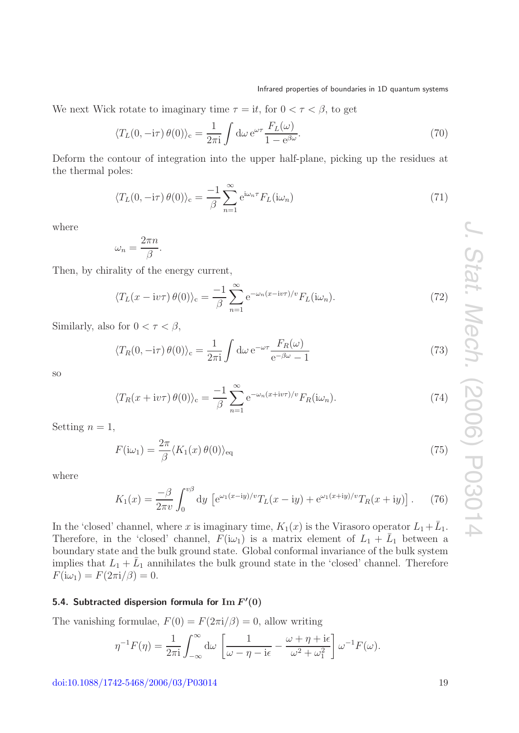We next Wick rotate to imaginary time $\tau = \mathrm{i}t$, for $0 < \tau < \beta$, to get

$$\langle T_L(0,-\mathrm{i}\tau)\,\theta(0)\rangle_{\mathrm{c}} = \frac{1}{2\pi\mathrm{i}}\int \mathrm{d}\omega\,\mathrm{e}^{\omega\tau}\frac{F_L(\omega)}{1-\mathrm{e}^{\beta\omega}}. \tag{70}$$

Deform the contour of integration into the upper half-plane, picking up the residues at the thermal poles:

$$\langle T_L(0,-\mathrm{i}\tau)\,\theta(0)\rangle_{\mathrm{c}} = \frac{-1}{\beta}\sum_{n=1}^{\infty}\mathrm{e}^{\mathrm{i}\omega_n\tau}F_L(\mathrm{i}\omega_n) \tag{71}$$

where

$$\omega_n = \frac{2\pi n}{\beta}.$$

Then, by chirality of the energy current,

$$\langle T_L(x-\mathrm{i}v\tau)\,\theta(0)\rangle_{\mathrm{c}} = \frac{-1}{\beta}\sum_{n=1}^{\infty}\mathrm{e}^{-\omega_n(x-\mathrm{i}v\tau)/v}F_L(\mathrm{i}\omega_n). \tag{72}$$

Similarly, also for $0 < \tau < \beta$,

$$\langle T_R(0,-\mathrm{i}\tau)\,\theta(0)\rangle_{\mathrm{c}} = \frac{1}{2\pi\mathrm{i}}\int \mathrm{d}\omega\,\mathrm{e}^{-\omega\tau}\frac{F_R(\omega)}{\mathrm{e}^{-\beta\omega}-1} \tag{73}$$

so

$$\langle T_R(x+\mathrm{i}v\tau)\,\theta(0)\rangle_{\mathrm{c}} = \frac{-1}{\beta}\sum_{n=1}^{\infty}\mathrm{e}^{-\omega_n(x+\mathrm{i}v\tau)/v}F_R(\mathrm{i}\omega_n). \tag{74}$$

Setting $n=1$,

$$F(\mathrm{i}\omega_1) = \frac{2\pi}{\beta}\langle K_1(x)\,\theta(0)\rangle_{\mathrm{eq}} \tag{75}$$

where

$$K_1(x) = \frac{-\beta}{2\pi v}\int_0^{v\beta}\mathrm{d}y\,\left[\mathrm{e}^{\omega_1(x-\mathrm{i}y)/v}T_L(x-\mathrm{i}y) + \mathrm{e}^{\omega_1(x+\mathrm{i}y)/v}T_R(x+\mathrm{i}y)\right]. \tag{76}$$

In the 'closed' channel, where $x$ is imaginary time, $K_1(x)$ is the Virasoro operator $L_1+\bar{L}_1$. Therefore, in the 'closed' channel, $F(\mathrm{i}\omega_1)$ is a matrix element of $L_1+\bar{L}_1$ between a boundary state and the bulk ground state. Global conformal invariance of the bulk system implies that $L_1+\bar{L}_1$ annihilates the bulk ground state in the 'closed' channel. Therefore $F(\mathrm{i}\omega_1) = F(2\pi\mathrm{i}/\beta) = 0$.

### 5.4. Subtracted dispersion formula for $\mathrm{Im}\,F'(0)$

The vanishing formulae, $F(0) = F(2\pi\mathrm{i}/\beta) = 0$, allow writing

$$\eta^{-1}F(\eta) = \frac{1}{2\pi\mathrm{i}}\int_{-\infty}^{\infty}\mathrm{d}\omega\,\left[\frac{1}{\omega-\eta-\mathrm{i}\epsilon} - \frac{\omega+\eta+\mathrm{i}\epsilon}{\omega^2+\omega_1^2}\right]\omega^{-1}F(\omega).$$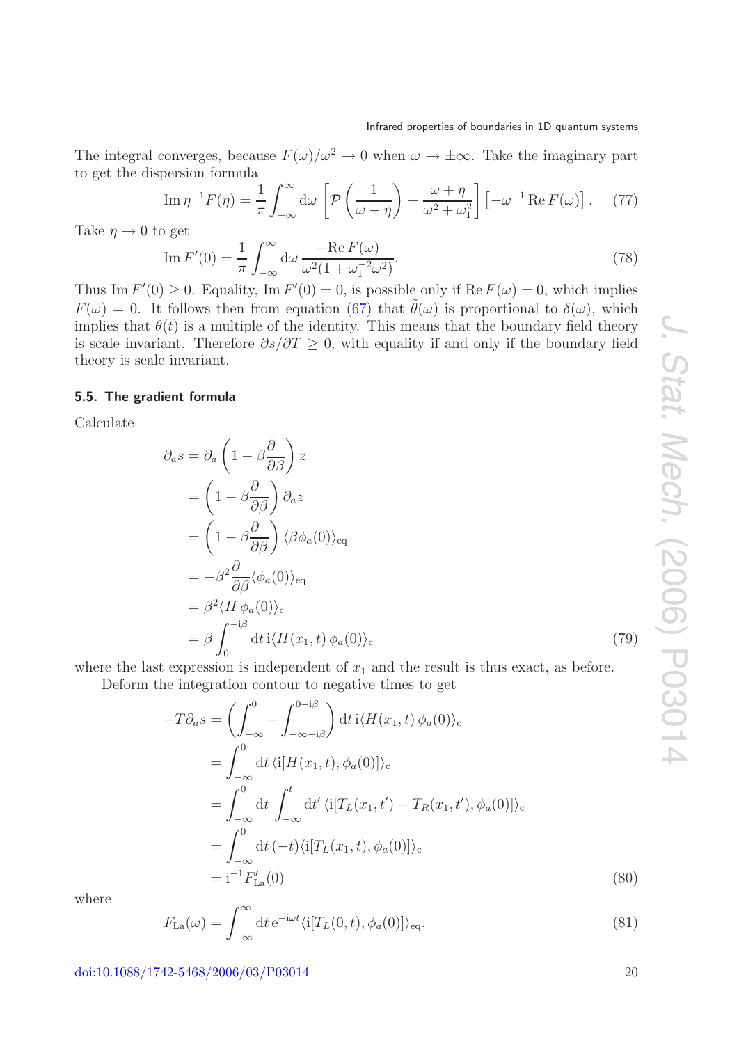The integral converges, because $F(\omega)/\omega^2 \to 0$ when $\omega \to \pm\infty$. Take the imaginary part to get the dispersion formula

$$\operatorname{Im} \eta^{-1} F(\eta) = \frac{1}{\pi} \int_{-\infty}^{\infty} \mathrm{d}\omega \left[ \mathcal{P}\left(\frac{1}{\omega - \eta}\right) - \frac{\omega + \eta}{\omega^2 + \omega_1^2} \right] \left[ -\omega^{-1} \operatorname{Re} F(\omega) \right]. \tag{77}$$

Take $\eta \to 0$ to get

$$\operatorname{Im} F'(0) = \frac{1}{\pi} \int_{-\infty}^{\infty} \mathrm{d}\omega \, \frac{-\operatorname{Re} F(\omega)}{\omega^2 (1 + \omega_1^{-2} \omega^2)}. \tag{78}$$

Thus $\operatorname{Im} F'(0) \geq 0$. Equality, $\operatorname{Im} F'(0) = 0$, is possible only if $\operatorname{Re} F(\omega) = 0$, which implies $F(\omega) = 0$. It follows then from equation (67) that $\tilde{\theta}(\omega)$ is proportional to $\delta(\omega)$, which implies that $\theta(t)$ is a multiple of the identity. This means that the boundary field theory is scale invariant. Therefore $\partial s / \partial T \geq 0$, with equality if and only if the boundary field theory is scale invariant.

### 5.5. The gradient formula

Calculate

$$\begin{aligned}
\partial_a s &= \partial_a \left( 1 - \beta \frac{\partial}{\partial \beta} \right) z \\
&= \left( 1 - \beta \frac{\partial}{\partial \beta} \right) \partial_a z \\
&= \left( 1 - \beta \frac{\partial}{\partial \beta} \right) \langle \beta \phi_a(0) \rangle_{\mathrm{eq}} \\
&= -\beta^2 \frac{\partial}{\partial \beta} \langle \phi_a(0) \rangle_{\mathrm{eq}} \\
&= \beta^2 \langle H \, \phi_a(0) \rangle_{\mathrm{c}} \\
&= \beta \int_0^{-\mathrm{i}\beta} \mathrm{d}t \, \mathrm{i} \langle H(x_1, t) \, \phi_a(0) \rangle_{\mathrm{c}}
\end{aligned} \tag{79}$$

where the last expression is independent of $x_1$ and the result is thus exact, as before.

Deform the integration contour to negative times to get

$$\begin{aligned}
-T \partial_a s &= \left( \int_{-\infty}^{0} - \int_{-\infty - \mathrm{i}\beta}^{0 - \mathrm{i}\beta} \right) \mathrm{d}t \, \mathrm{i} \langle H(x_1, t) \, \phi_a(0) \rangle_{\mathrm{c}} \\
&= \int_{-\infty}^{0} \mathrm{d}t \, \langle \mathrm{i}[H(x_1, t), \phi_a(0)] \rangle_{\mathrm{c}} \\
&= \int_{-\infty}^{0} \mathrm{d}t \int_{-\infty}^{t} \mathrm{d}t' \, \langle \mathrm{i}[T_L(x_1, t') - T_R(x_1, t'), \phi_a(0)] \rangle_{\mathrm{c}} \\
&= \int_{-\infty}^{0} \mathrm{d}t \, (-t) \langle \mathrm{i}[T_L(x_1, t), \phi_a(0)] \rangle_{\mathrm{c}} \\
&= \mathrm{i}^{-1} F'_{\mathrm{La}}(0)
\end{aligned} \tag{80}$$

where

$$F_{\mathrm{La}}(\omega) = \int_{-\infty}^{\infty} \mathrm{d}t \, \mathrm{e}^{-\mathrm{i}\omega t} \langle \mathrm{i}[T_L(0, t), \phi_a(0)] \rangle_{\mathrm{eq}}. \tag{81}$$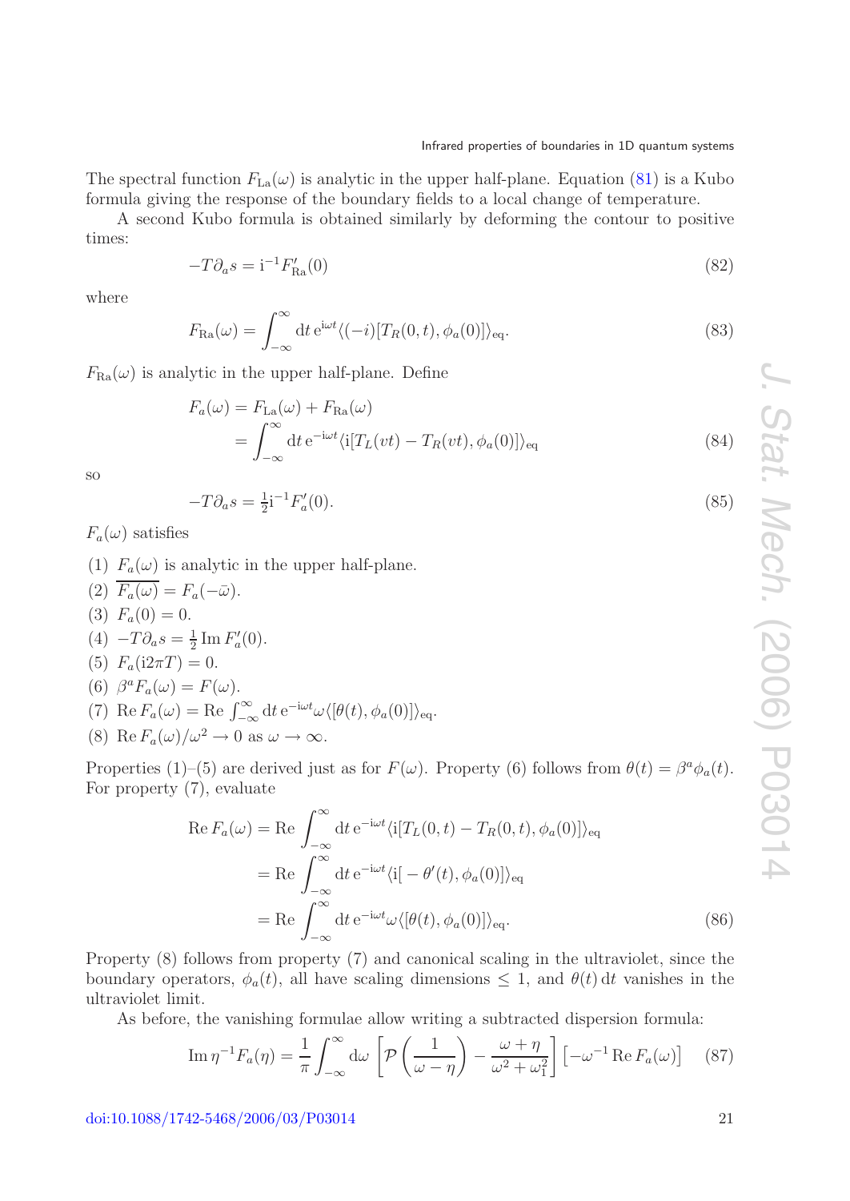The spectral function $F_{\mathrm{La}}(\omega)$ is analytic in the upper half-plane. Equation (81) is a Kubo formula giving the response of the boundary fields to a local change of temperature.

A second Kubo formula is obtained similarly by deforming the contour to positive times:

$$-T\partial_a s = \mathrm{i}^{-1} F'_{\mathrm{Ra}}(0) \tag{82}$$

where

$$F_{\mathrm{Ra}}(\omega) = \int_{-\infty}^{\infty} \mathrm{d}t\, \mathrm{e}^{\mathrm{i}\omega t} \langle (-i)[T_R(0,t), \phi_a(0)]\rangle_{\mathrm{eq}}. \tag{83}$$

$F_{\mathrm{Ra}}(\omega)$ is analytic in the upper half-plane. Define

$$\begin{aligned} F_a(\omega) &= F_{\mathrm{La}}(\omega) + F_{\mathrm{Ra}}(\omega) \\ &= \int_{-\infty}^{\infty} \mathrm{d}t\, \mathrm{e}^{-\mathrm{i}\omega t} \langle \mathrm{i}[T_L(vt) - T_R(vt), \phi_a(0)]\rangle_{\mathrm{eq}} \end{aligned} \tag{84}$$

so

$$-T\partial_a s = \tfrac{1}{2}\mathrm{i}^{-1} F'_a(0). \tag{85}$$

$F_a(\omega)$ satisfies

(1) $F_a(\omega)$ is analytic in the upper half-plane.
(2) $\overline{F_a(\omega)} = F_a(-\bar{\omega})$.
(3) $F_a(0) = 0$.
(4) $-T\partial_a s = \frac{1}{2}\operatorname{Im} F'_a(0)$.
(5) $F_a(\mathrm{i}2\pi T) = 0$.
(6) $\beta^a F_a(\omega) = F(\omega)$.
(7) $\operatorname{Re} F_a(\omega) = \operatorname{Re} \int_{-\infty}^{\infty} \mathrm{d}t\, \mathrm{e}^{-\mathrm{i}\omega t} \omega \langle [\theta(t), \phi_a(0)]\rangle_{\mathrm{eq}}$.
(8) $\operatorname{Re} F_a(\omega)/\omega^2 \to 0$ as $\omega \to \infty$.

Properties (1)–(5) are derived just as for $F(\omega)$. Property (6) follows from $\theta(t) = \beta^a \phi_a(t)$. For property (7), evaluate

$$\begin{aligned} \operatorname{Re} F_a(\omega) &= \operatorname{Re} \int_{-\infty}^{\infty} \mathrm{d}t\, \mathrm{e}^{-\mathrm{i}\omega t} \langle \mathrm{i}[T_L(0,t) - T_R(0,t), \phi_a(0)]\rangle_{\mathrm{eq}} \\ &= \operatorname{Re} \int_{-\infty}^{\infty} \mathrm{d}t\, \mathrm{e}^{-\mathrm{i}\omega t} \langle \mathrm{i}[-\theta'(t), \phi_a(0)]\rangle_{\mathrm{eq}} \\ &= \operatorname{Re} \int_{-\infty}^{\infty} \mathrm{d}t\, \mathrm{e}^{-\mathrm{i}\omega t} \omega \langle [\theta(t), \phi_a(0)]\rangle_{\mathrm{eq}}. \end{aligned} \tag{86}$$

Property (8) follows from property (7) and canonical scaling in the ultraviolet, since the boundary operators, $\phi_a(t)$, all have scaling dimensions $\leq 1$, and $\theta(t)\,\mathrm{d}t$ vanishes in the ultraviolet limit.

As before, the vanishing formulae allow writing a subtracted dispersion formula:

$$\operatorname{Im} \eta^{-1} F_a(\eta) = \frac{1}{\pi} \int_{-\infty}^{\infty} \mathrm{d}\omega \left[ \mathcal{P}\left(\frac{1}{\omega - \eta}\right) - \frac{\omega + \eta}{\omega^2 + \omega_1^2} \right] \left[ -\omega^{-1} \operatorname{Re} F_a(\omega) \right] \tag{87}$$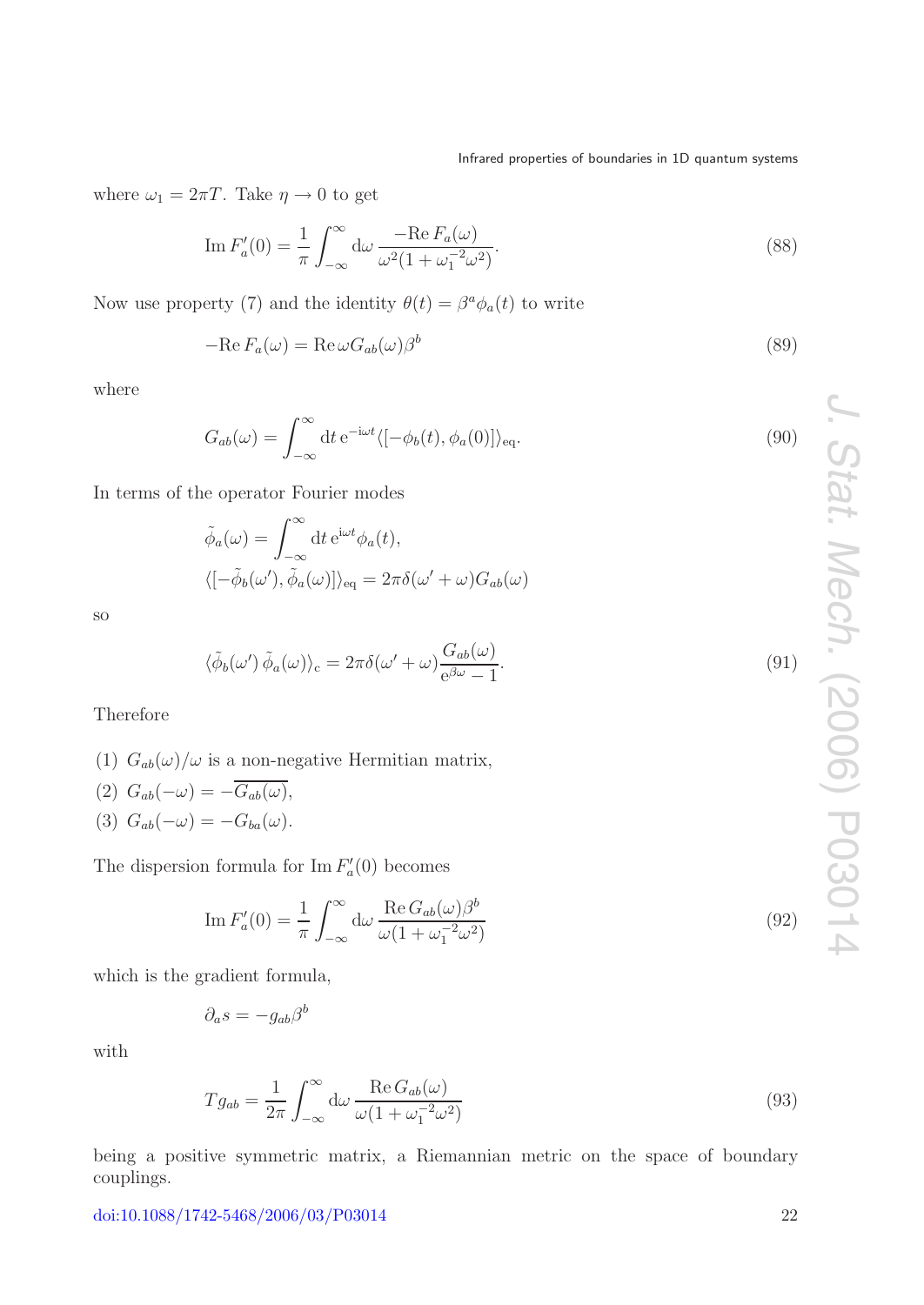where $\omega_1 = 2\pi T$. Take $\eta \to 0$ to get

$$\mathrm{Im}\, F_a'(0) = \frac{1}{\pi} \int_{-\infty}^{\infty} \mathrm{d}\omega \, \frac{-\mathrm{Re}\, F_a(\omega)}{\omega^2 (1 + \omega_1^{-2} \omega^2)}. \tag{88}$$

Now use property (7) and the identity $\theta(t) = \beta^a \phi_a(t)$ to write

$$-\mathrm{Re}\, F_a(\omega) = \mathrm{Re}\, \omega G_{ab}(\omega) \beta^b \tag{89}$$

where

$$G_{ab}(\omega) = \int_{-\infty}^{\infty} \mathrm{d}t \, \mathrm{e}^{-\mathrm{i}\omega t} \langle [-\phi_b(t), \phi_a(0)] \rangle_{\mathrm{eq}}. \tag{90}$$

In terms of the operator Fourier modes

$$\tilde{\phi}_a(\omega) = \int_{-\infty}^{\infty} \mathrm{d}t \, \mathrm{e}^{\mathrm{i}\omega t} \phi_a(t),$$
$$\langle [-\tilde{\phi}_b(\omega'), \tilde{\phi}_a(\omega)] \rangle_{\mathrm{eq}} = 2\pi \delta(\omega' + \omega) G_{ab}(\omega)$$

so

$$\langle \tilde{\phi}_b(\omega') \, \tilde{\phi}_a(\omega) \rangle_{\mathrm{c}} = 2\pi \delta(\omega' + \omega) \frac{G_{ab}(\omega)}{\mathrm{e}^{\beta\omega} - 1}. \tag{91}$$

Therefore

(1) $G_{ab}(\omega)/\omega$ is a non-negative Hermitian matrix,

(2) $G_{ab}(-\omega) = -\overline{G_{ab}(\omega)}$,

(3) $G_{ab}(-\omega) = -G_{ba}(\omega)$.

The dispersion formula for $\mathrm{Im}\, F_a'(0)$ becomes

$$\mathrm{Im}\, F_a'(0) = \frac{1}{\pi} \int_{-\infty}^{\infty} \mathrm{d}\omega \, \frac{\mathrm{Re}\, G_{ab}(\omega) \beta^b}{\omega (1 + \omega_1^{-2} \omega^2)} \tag{92}$$

which is the gradient formula,

$$\partial_a s = -g_{ab} \beta^b$$

with

$$T g_{ab} = \frac{1}{2\pi} \int_{-\infty}^{\infty} \mathrm{d}\omega \, \frac{\mathrm{Re}\, G_{ab}(\omega)}{\omega (1 + \omega_1^{-2} \omega^2)} \tag{93}$$

being a positive symmetric matrix, a Riemannian metric on the space of boundary couplings.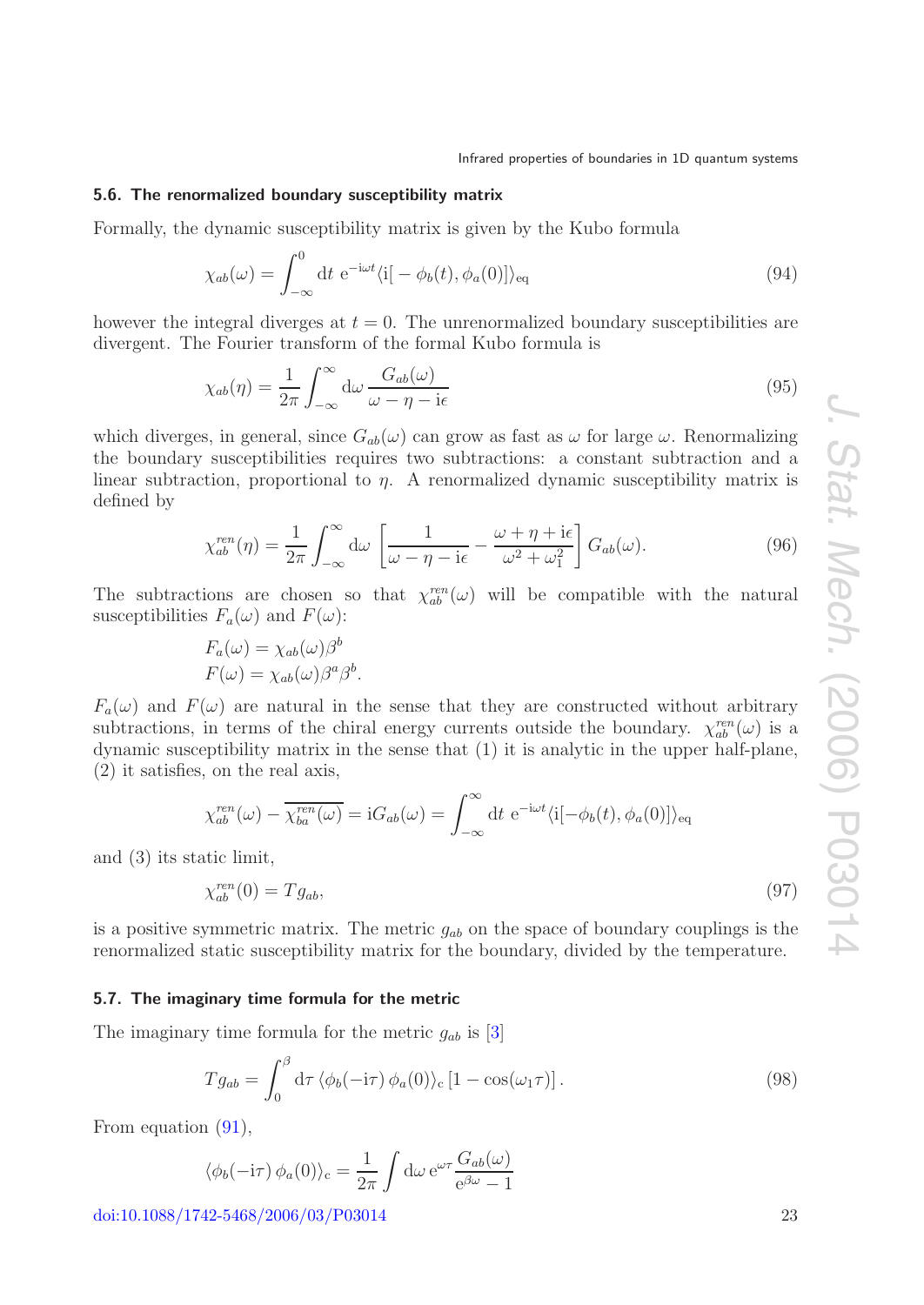### 5.6. The renormalized boundary susceptibility matrix

Formally, the dynamic susceptibility matrix is given by the Kubo formula

$$\chi_{ab}(\omega) = \int_{-\infty}^{0} \mathrm{d}t \; \mathrm{e}^{-\mathrm{i}\omega t} \langle \mathrm{i}[-\phi_b(t), \phi_a(0)] \rangle_{\mathrm{eq}} \tag{94}$$

however the integral diverges at $t = 0$. The unrenormalized boundary susceptibilities are divergent. The Fourier transform of the formal Kubo formula is

$$\chi_{ab}(\eta) = \frac{1}{2\pi} \int_{-\infty}^{\infty} \mathrm{d}\omega \, \frac{G_{ab}(\omega)}{\omega - \eta - \mathrm{i}\epsilon} \tag{95}$$

which diverges, in general, since $G_{ab}(\omega)$ can grow as fast as $\omega$ for large $\omega$. Renormalizing the boundary susceptibilities requires two subtractions: a constant subtraction and a linear subtraction, proportional to $\eta$. A renormalized dynamic susceptibility matrix is defined by

$$\chi^{ren}_{ab}(\eta) = \frac{1}{2\pi} \int_{-\infty}^{\infty} \mathrm{d}\omega \left[ \frac{1}{\omega - \eta - \mathrm{i}\epsilon} - \frac{\omega + \eta + \mathrm{i}\epsilon}{\omega^2 + \omega_1^2} \right] G_{ab}(\omega). \tag{96}$$

The subtractions are chosen so that $\chi^{ren}_{ab}(\omega)$ will be compatible with the natural susceptibilities $F_a(\omega)$ and $F(\omega)$:

$$F_a(\omega) = \chi_{ab}(\omega)\beta^b$$
$$F(\omega) = \chi_{ab}(\omega)\beta^a\beta^b.$$

$F_a(\omega)$ and $F(\omega)$ are natural in the sense that they are constructed without arbitrary subtractions, in terms of the chiral energy currents outside the boundary. $\chi^{ren}_{ab}(\omega)$ is a dynamic susceptibility matrix in the sense that (1) it is analytic in the upper half-plane, (2) it satisfies, on the real axis,

$$\chi^{ren}_{ab}(\omega) - \overline{\chi^{ren}_{ba}(\omega)} = \mathrm{i}G_{ab}(\omega) = \int_{-\infty}^{\infty} \mathrm{d}t \; \mathrm{e}^{-\mathrm{i}\omega t} \langle \mathrm{i}[-\phi_b(t), \phi_a(0)] \rangle_{\mathrm{eq}}$$

and (3) its static limit,

$$\chi^{ren}_{ab}(0) = T g_{ab}, \tag{97}$$

is a positive symmetric matrix. The metric $g_{ab}$ on the space of boundary couplings is the renormalized static susceptibility matrix for the boundary, divided by the temperature.

### 5.7. The imaginary time formula for the metric

The imaginary time formula for the metric $g_{ab}$ is [3]

$$T g_{ab} = \int_0^{\beta} \mathrm{d}\tau \, \langle \phi_b(-\mathrm{i}\tau)\, \phi_a(0) \rangle_{\mathrm{c}} \left[ 1 - \cos(\omega_1 \tau) \right]. \tag{98}$$

From equation (91),

$$\langle \phi_b(-\mathrm{i}\tau)\, \phi_a(0) \rangle_{\mathrm{c}} = \frac{1}{2\pi} \int \mathrm{d}\omega \, \mathrm{e}^{\omega\tau} \frac{G_{ab}(\omega)}{\mathrm{e}^{\beta\omega} - 1}$$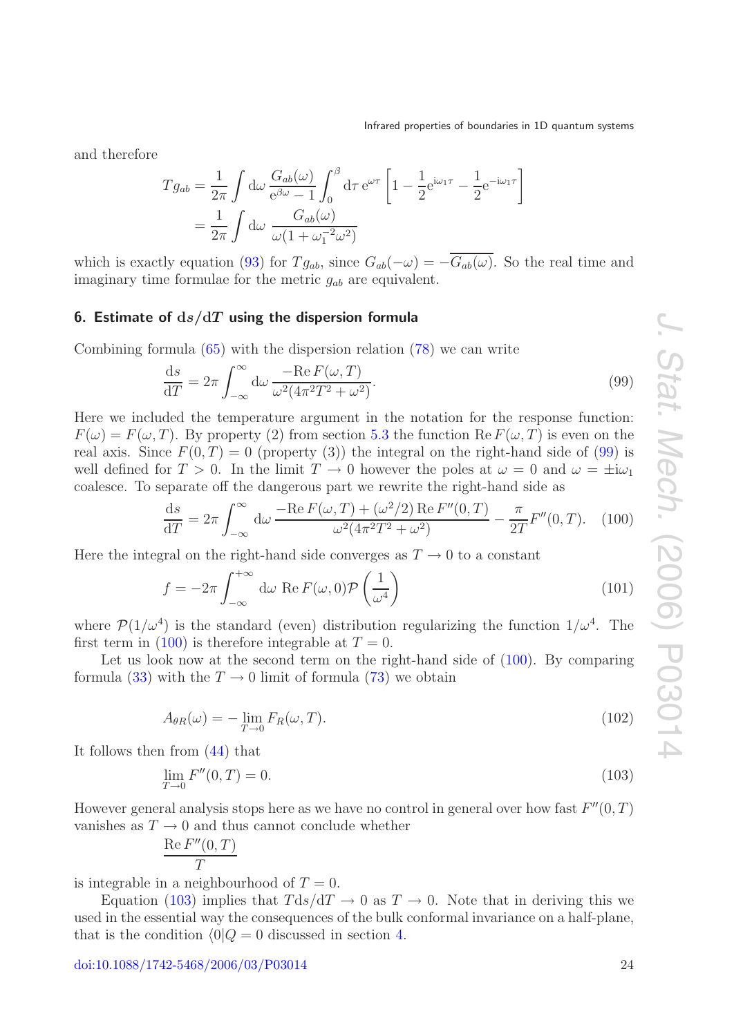and therefore

$$
\begin{aligned}
T g_{ab} &= \frac{1}{2\pi}\int \mathrm{d}\omega\, \frac{G_{ab}(\omega)}{\mathrm{e}^{\beta\omega}-1}\int_0^\beta \mathrm{d}\tau\, \mathrm{e}^{\omega\tau}\left[1-\frac{1}{2}\mathrm{e}^{\mathrm{i}\omega_1\tau}-\frac{1}{2}\mathrm{e}^{-\mathrm{i}\omega_1\tau}\right] \\
&= \frac{1}{2\pi}\int \mathrm{d}\omega\, \frac{G_{ab}(\omega)}{\omega(1+\omega_1^{-2}\omega^2)}
\end{aligned}
$$

which is exactly equation (93) for $Tg_{ab}$, since $G_{ab}(-\omega) = -\overline{G_{ab}(\omega)}$. So the real time and imaginary time formulae for the metric $g_{ab}$ are equivalent.

## 6. Estimate of $\mathrm{d}s/\mathrm{d}T$ using the dispersion formula

Combining formula (65) with the dispersion relation (78) we can write

$$
\frac{\mathrm{d}s}{\mathrm{d}T} = 2\pi \int_{-\infty}^{\infty} \mathrm{d}\omega\, \frac{-\mathrm{Re}\, F(\omega, T)}{\omega^2(4\pi^2T^2+\omega^2)}. \tag{99}
$$

Here we included the temperature argument in the notation for the response function: $F(\omega) = F(\omega, T)$. By property (2) from section 5.3 the function $\mathrm{Re}\, F(\omega, T)$ is even on the real axis. Since $F(0, T) = 0$ (property (3)) the integral on the right-hand side of (99) is well defined for $T > 0$. In the limit $T \to 0$ however the poles at $\omega = 0$ and $\omega = \pm \mathrm{i}\omega_1$ coalesce. To separate off the dangerous part we rewrite the right-hand side as

$$
\frac{\mathrm{d}s}{\mathrm{d}T} = 2\pi \int_{-\infty}^{\infty} \mathrm{d}\omega\, \frac{-\mathrm{Re}\, F(\omega, T) + (\omega^2/2)\, \mathrm{Re}\, F''(0, T)}{\omega^2(4\pi^2T^2+\omega^2)} - \frac{\pi}{2T}F''(0, T). \tag{100}
$$

Here the integral on the right-hand side converges as $T \to 0$ to a constant

$$
f = -2\pi \int_{-\infty}^{+\infty} \mathrm{d}\omega\ \mathrm{Re}\, F(\omega, 0)\mathcal{P}\left(\frac{1}{\omega^4}\right) \tag{101}
$$

where $\mathcal{P}(1/\omega^4)$ is the standard (even) distribution regularizing the function $1/\omega^4$. The first term in (100) is therefore integrable at $T = 0$.

Let us look now at the second term on the right-hand side of (100). By comparing formula (33) with the $T \to 0$ limit of formula (73) we obtain

$$
A_{\theta R}(\omega) = -\lim_{T\to 0} F_R(\omega, T). \tag{102}
$$

It follows then from (44) that

$$
\lim_{T\to 0} F''(0, T) = 0. \tag{103}
$$

However general analysis stops here as we have no control in general over how fast $F''(0, T)$ vanishes as $T \to 0$ and thus cannot conclude whether

$$
\frac{\mathrm{Re}\, F''(0, T)}{T}
$$

is integrable in a neighbourhood of $T = 0$.

Equation (103) implies that $T\mathrm{d}s/\mathrm{d}T \to 0$ as $T \to 0$. Note that in deriving this we used in the essential way the consequences of the bulk conformal invariance on a half-plane, that is the condition $\langle 0|Q = 0$ discussed in section 4.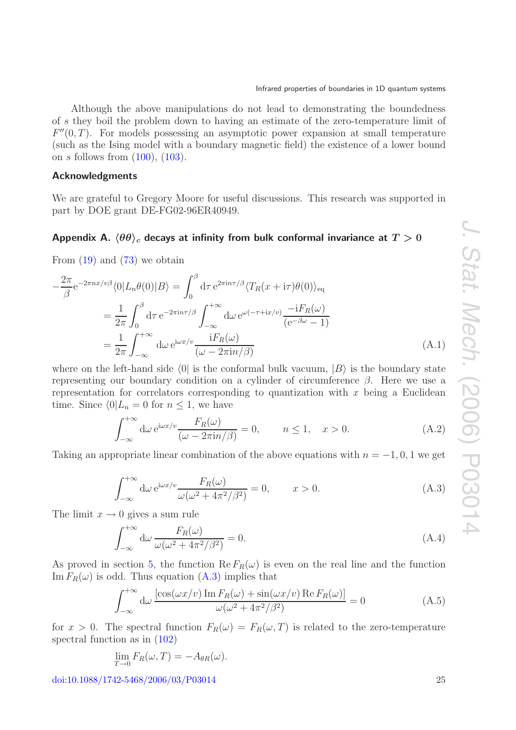Although the above manipulations do not lead to demonstrating the boundedness of $s$ they boil the problem down to having an estimate of the zero-temperature limit of $F''(0,T)$. For models possessing an asymptotic power expansion at small temperature (such as the Ising model with a boundary magnetic field) the existence of a lower bound on $s$ follows from (100), (103).

## Acknowledgments

We are grateful to Gregory Moore for useful discussions. This research was supported in part by DOE grant DE-FG02-96ER40949.

## Appendix A. $\langle\theta\theta\rangle_c$ decays at infinity from bulk conformal invariance at $T>0$

From (19) and (73) we obtain

$$
\begin{aligned}
-\frac{2\pi}{\beta}\mathrm{e}^{-2\pi n x/v\beta}\langle 0|L_n\theta(0)|B\rangle &= \int_0^\beta \mathrm{d}\tau\, \mathrm{e}^{2\pi \mathrm{i} n\tau/\beta}\langle T_R(x+\mathrm{i}\tau)\theta(0)\rangle_{\mathrm{eq}} \\
&= \frac{1}{2\pi}\int_0^\beta \mathrm{d}\tau\, \mathrm{e}^{-2\pi \mathrm{i} n\tau/\beta}\int_{-\infty}^{+\infty}\mathrm{d}\omega\, \mathrm{e}^{\omega(-\tau+\mathrm{i}x/v)}\frac{-\mathrm{i}F_R(\omega)}{(\mathrm{e}^{-\beta\omega}-1)} \\
&= \frac{1}{2\pi}\int_{-\infty}^{+\infty}\mathrm{d}\omega\, \mathrm{e}^{\mathrm{i}\omega x/v}\frac{\mathrm{i}F_R(\omega)}{(\omega-2\pi\mathrm{i}n/\beta)}
\end{aligned}
\tag{A.1}
$$

where on the left-hand side $\langle 0|$ is the conformal bulk vacuum, $|B\rangle$ is the boundary state representing our boundary condition on a cylinder of circumference $\beta$. Here we use a representation for correlators corresponding to quantization with $x$ being a Euclidean time. Since $\langle 0|L_n=0$ for $n\le 1$, we have

$$
\int_{-\infty}^{+\infty}\mathrm{d}\omega\, \mathrm{e}^{\mathrm{i}\omega x/v}\frac{F_R(\omega)}{(\omega-2\pi\mathrm{i}n/\beta)}=0, \qquad n\le 1, \quad x>0. \tag{A.2}
$$

Taking an appropriate linear combination of the above equations with $n=-1,0,1$ we get

$$
\int_{-\infty}^{+\infty}\mathrm{d}\omega\, \mathrm{e}^{\mathrm{i}\omega x/v}\frac{F_R(\omega)}{\omega(\omega^2+4\pi^2/\beta^2)}=0, \qquad x>0. \tag{A.3}
$$

The limit $x\to 0$ gives a sum rule

$$
\int_{-\infty}^{+\infty}\mathrm{d}\omega\, \frac{F_R(\omega)}{\omega(\omega^2+4\pi^2/\beta^2)}=0. \tag{A.4}
$$

As proved in section 5, the function $\operatorname{Re}F_R(\omega)$ is even on the real line and the function $\operatorname{Im}F_R(\omega)$ is odd. Thus equation (A.3) implies that

$$
\int_{-\infty}^{+\infty}\mathrm{d}\omega\, \frac{[\cos(\omega x/v)\operatorname{Im}F_R(\omega)+\sin(\omega x/v)\operatorname{Re}F_R(\omega)]}{\omega(\omega^2+4\pi^2/\beta^2)}=0 \tag{A.5}
$$

for $x>0$. The spectral function $F_R(\omega)=F_R(\omega,T)$ is related to the zero-temperature spectral function as in (102)

$$
\lim_{T\to 0}F_R(\omega,T)=-A_{\theta R}(\omega).
$$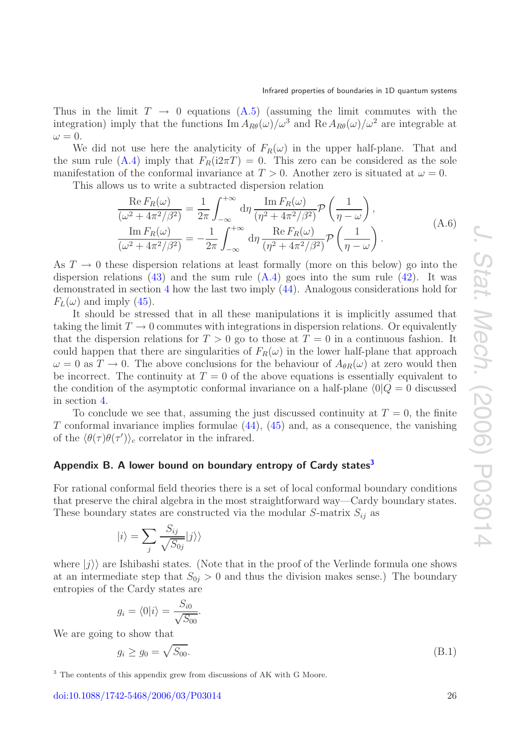Thus in the limit $T \to 0$ equations (A.5) (assuming the limit commutes with the integration) imply that the functions $\operatorname{Im} A_{R\theta}(\omega)/\omega^3$ and $\operatorname{Re} A_{R\theta}(\omega)/\omega^2$ are integrable at $\omega = 0$.

We did not use here the analyticity of $F_R(\omega)$ in the upper half-plane. That and the sum rule (A.4) imply that $F_R(\mathrm{i}2\pi T) = 0$. This zero can be considered as the sole manifestation of the conformal invariance at $T > 0$. Another zero is situated at $\omega = 0$.

This allows us to write a subtracted dispersion relation

$$
\begin{aligned}
\frac{\operatorname{Re} F_R(\omega)}{(\omega^2 + 4\pi^2/\beta^2)} &= \frac{1}{2\pi}\int_{-\infty}^{+\infty} \mathrm{d}\eta \, \frac{\operatorname{Im} F_R(\omega)}{(\eta^2 + 4\pi^2/\beta^2)} \mathcal{P}\left(\frac{1}{\eta - \omega}\right), \\
\frac{\operatorname{Im} F_R(\omega)}{(\omega^2 + 4\pi^2/\beta^2)} &= -\frac{1}{2\pi}\int_{-\infty}^{+\infty} \mathrm{d}\eta \, \frac{\operatorname{Re} F_R(\omega)}{(\eta^2 + 4\pi^2/\beta^2)} \mathcal{P}\left(\frac{1}{\eta - \omega}\right).
\end{aligned}
\tag{A.6}
$$

As $T \to 0$ these dispersion relations at least formally (more on this below) go into the dispersion relations (43) and the sum rule (A.4) goes into the sum rule (42). It was demonstrated in section 4 how the last two imply (44). Analogous considerations hold for $F_L(\omega)$ and imply (45).

It should be stressed that in all these manipulations it is implicitly assumed that taking the limit $T \to 0$ commutes with integrations in dispersion relations. Or equivalently that the dispersion relations for $T > 0$ go to those at $T = 0$ in a continuous fashion. It could happen that there are singularities of $F_R(\omega)$ in the lower half-plane that approach $\omega = 0$ as $T \to 0$. The above conclusions for the behaviour of $A_{\theta R}(\omega)$ at zero would then be incorrect. The continuity at $T = 0$ of the above equations is essentially equivalent to the condition of the asymptotic conformal invariance on a half-plane $\langle 0|Q = 0$ discussed in section 4.

To conclude we see that, assuming the just discussed continuity at $T = 0$, the finite $T$ conformal invariance implies formulae (44), (45) and, as a consequence, the vanishing of the $\langle\theta(\tau)\theta(\tau')\rangle_c$ correlator in the infrared.

## Appendix B. A lower bound on boundary entropy of Cardy states[3]

For rational conformal field theories there is a set of local conformal boundary conditions that preserve the chiral algebra in the most straightforward way—Cardy boundary states. These boundary states are constructed via the modular $S$-matrix $S_{ij}$ as

$$
|i\rangle = \sum_j \frac{S_{ij}}{\sqrt{S_{0j}}} |j\rangle\rangle
$$

where $|j\rangle\rangle$ are Ishibashi states. (Note that in the proof of the Verlinde formula one shows at an intermediate step that $S_{0j} > 0$ and thus the division makes sense.) The boundary entropies of the Cardy states are

$$
g_i = \langle 0|i\rangle = \frac{S_{i0}}{\sqrt{S_{00}}}.
$$

We are going to show that

$$
g_i \geq g_0 = \sqrt{S_{00}}. \tag{B.1}
$$

[3] The contents of this appendix grew from discussions of AK with G Moore.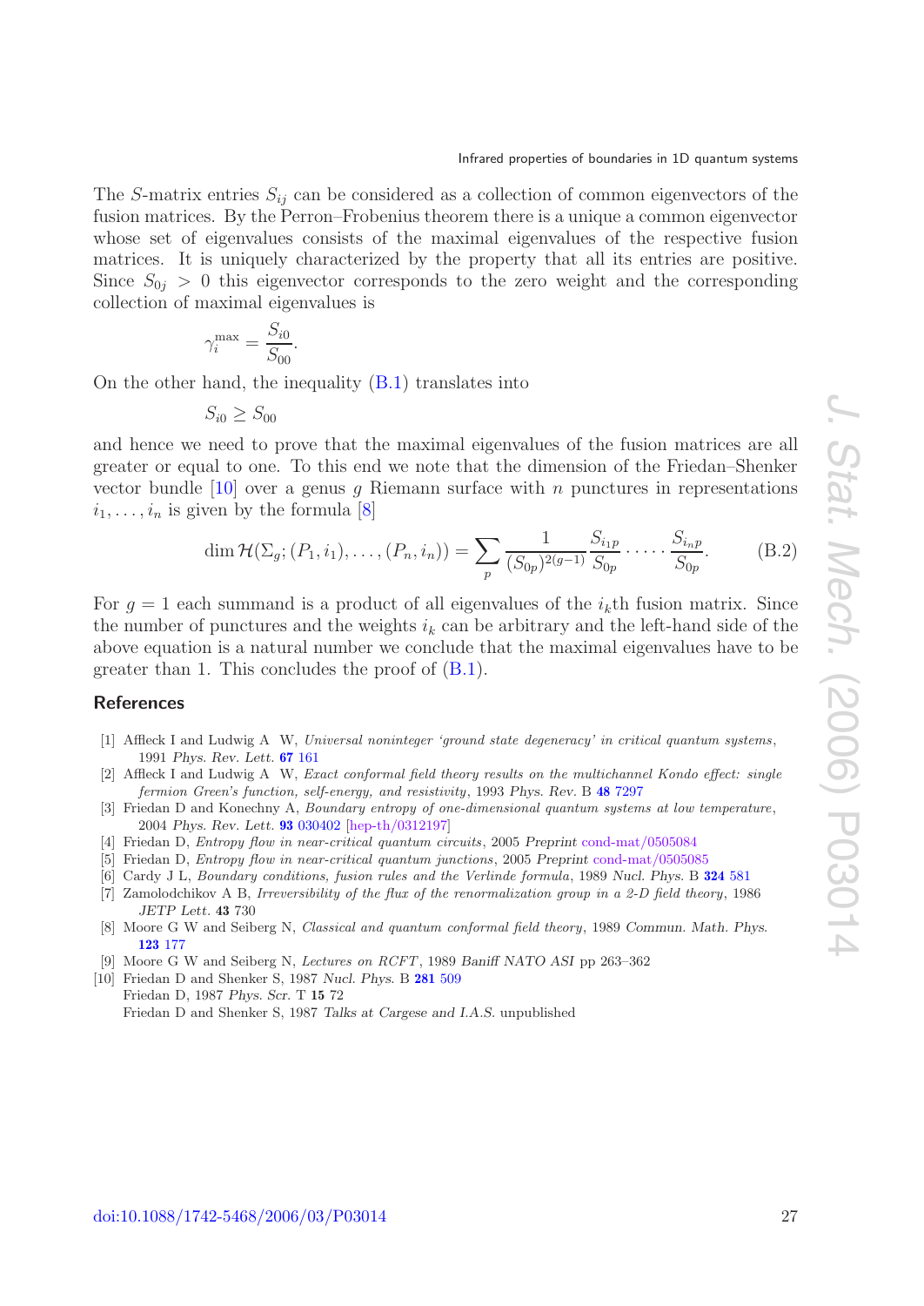The $S$-matrix entries $S_{ij}$ can be considered as a collection of common eigenvectors of the fusion matrices. By the Perron–Frobenius theorem there is a unique a common eigenvector whose set of eigenvalues consists of the maximal eigenvalues of the respective fusion matrices. It is uniquely characterized by the property that all its entries are positive. Since $S_{0j} > 0$ this eigenvector corresponds to the zero weight and the corresponding collection of maximal eigenvalues is

$$\gamma_i^{\max} = \frac{S_{i0}}{S_{00}}.$$

On the other hand, the inequality (B.1) translates into

$$S_{i0} \geq S_{00}$$

and hence we need to prove that the maximal eigenvalues of the fusion matrices are all greater or equal to one. To this end we note that the dimension of the Friedan–Shenker vector bundle [10] over a genus $g$ Riemann surface with $n$ punctures in representations $i_1, \ldots, i_n$ is given by the formula [8]

$$\dim \mathcal{H}(\Sigma_g; (P_1, i_1), \ldots, (P_n, i_n)) = \sum_p \frac{1}{(S_{0p})^{2(g-1)}} \frac{S_{i_1 p}}{S_{0p}} \cdot \cdots \cdot \frac{S_{i_n p}}{S_{0p}}. \qquad \text{(B.2)}$$

For $g = 1$ each summand is a product of all eigenvalues of the $i_k$th fusion matrix. Since the number of punctures and the weights $i_k$ can be arbitrary and the left-hand side of the above equation is a natural number we conclude that the maximal eigenvalues have to be greater than 1. This concludes the proof of (B.1).

## References

[1] Affleck I and Ludwig A W, *Universal noninteger 'ground state degeneracy' in critical quantum systems*, 1991 *Phys. Rev. Lett.* **67** 161

[2] Affleck I and Ludwig A W, *Exact conformal field theory results on the multichannel Kondo effect: single fermion Green's function, self-energy, and resistivity*, 1993 *Phys. Rev.* B **48** 7297

[3] Friedan D and Konechny A, *Boundary entropy of one-dimensional quantum systems at low temperature*, 2004 *Phys. Rev. Lett.* **93** 030402 [hep-th/0312197]

[4] Friedan D, *Entropy flow in near-critical quantum circuits*, 2005 *Preprint* cond-mat/0505084

[5] Friedan D, *Entropy flow in near-critical quantum junctions*, 2005 *Preprint* cond-mat/0505085

[6] Cardy J L, *Boundary conditions, fusion rules and the Verlinde formula*, 1989 *Nucl. Phys.* B **324** 581

[7] Zamolodchikov A B, *Irreversibility of the flux of the renormalization group in a 2-D field theory*, 1986 *JETP Lett.* **43** 730

[8] Moore G W and Seiberg N, *Classical and quantum conformal field theory*, 1989 *Commun. Math. Phys.* **123** 177

[9] Moore G W and Seiberg N, *Lectures on RCFT*, 1989 *Baniff NATO ASI* pp 263–362

[10] Friedan D and Shenker S, 1987 *Nucl. Phys.* B **281** 509
Friedan D, 1987 *Phys. Scr.* T **15** 72
Friedan D and Shenker S, 1987 *Talks at Cargese and I.A.S.* unpublished